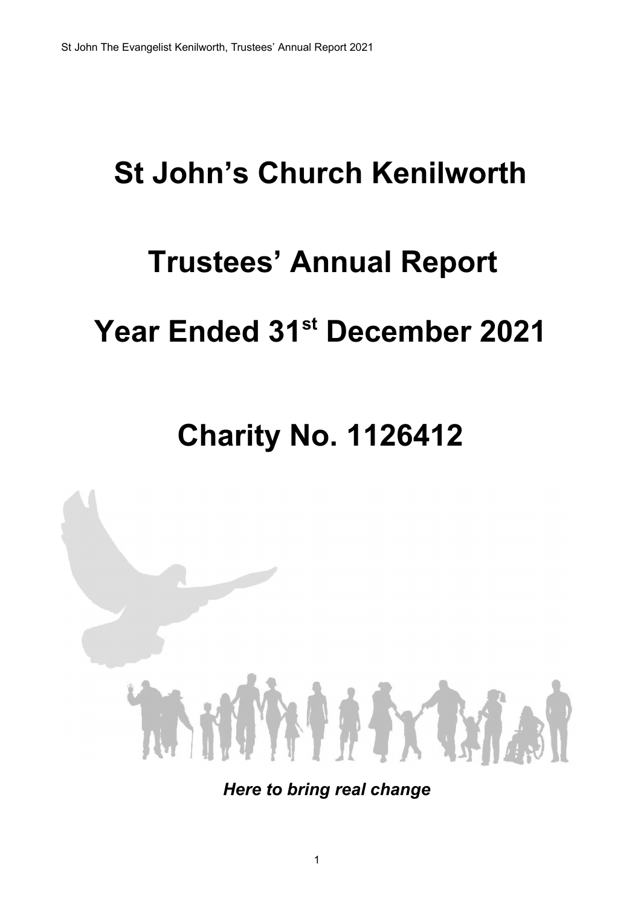# St John's Church Kenilworth

# Trustees' Annual Report

# Year Ended 31st December 2021

# Charity No. 1126412

***Here to bring real change***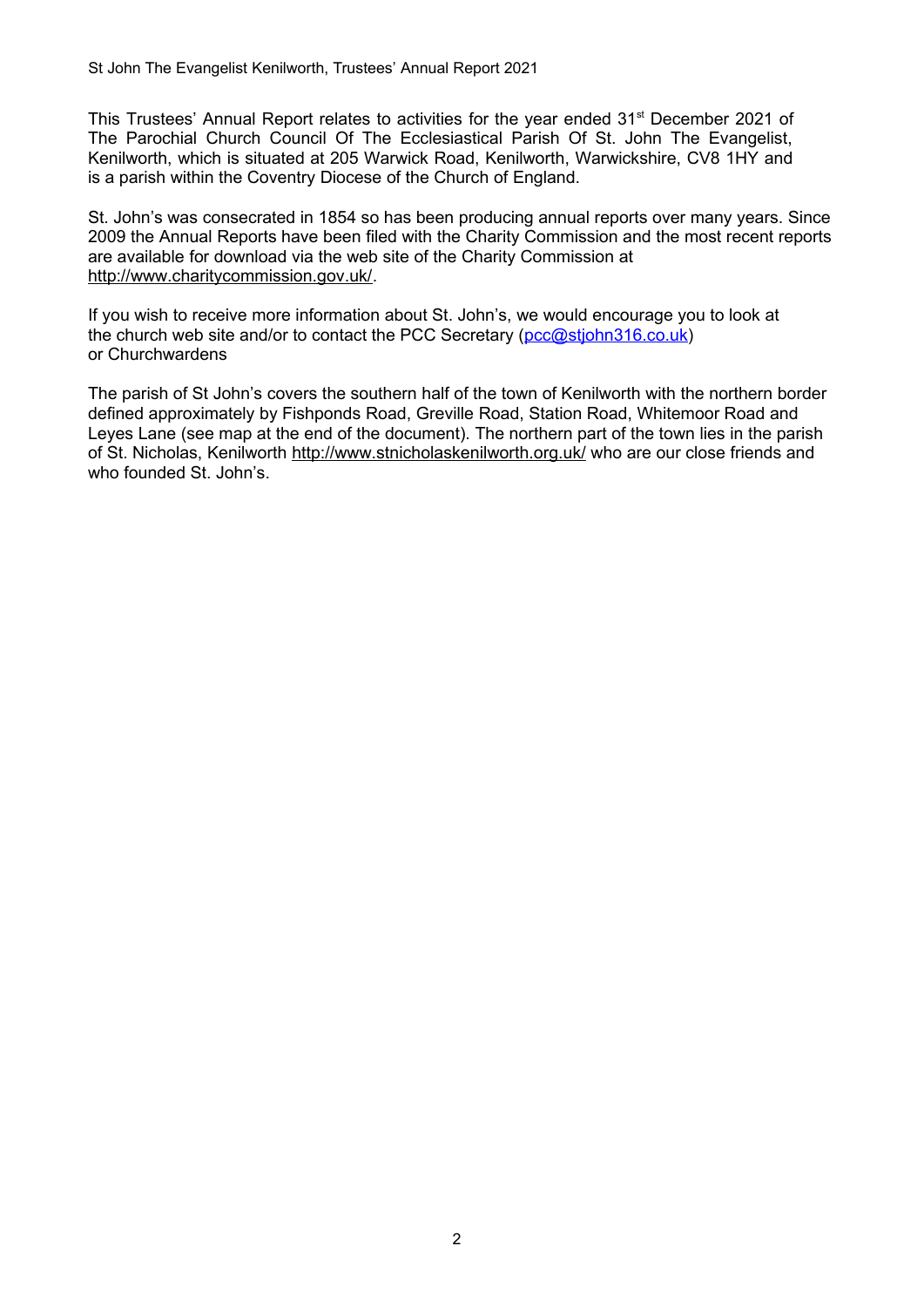This Trustees' Annual Report relates to activities for the year ended 31st December 2021 of The Parochial Church Council Of The Ecclesiastical Parish Of St. John The Evangelist, Kenilworth, which is situated at 205 Warwick Road, Kenilworth, Warwickshire, CV8 1HY and is a parish within the Coventry Diocese of the Church of England.

St. John's was consecrated in 1854 so has been producing annual reports over many years. Since 2009 the Annual Reports have been filed with the Charity Commission and the most recent reports are available for download via the web site of the Charity Commission at http://www.charitycommission.gov.uk/.

If you wish to receive more information about St. John's, we would encourage you to look at the church web site and/or to contact the PCC Secretary (pcc@stjohn316.co.uk) or Churchwardens

The parish of St John's covers the southern half of the town of Kenilworth with the northern border defined approximately by Fishponds Road, Greville Road, Station Road, Whitemoor Road and Leyes Lane (see map at the end of the document). The northern part of the town lies in the parish of St. Nicholas, Kenilworth http://www.stnicholaskenilworth.org.uk/ who are our close friends and who founded St. John's.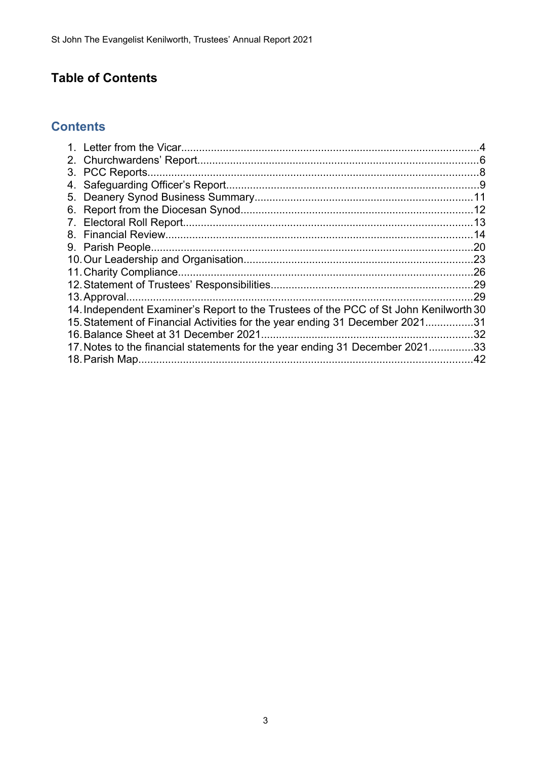# Table of Contents

## Contents

1. Letter from the Vicar....................................................................................................4
2. Churchwardens' Report..............................................................................................6
3. PCC Reports...............................................................................................................8
4. Safeguarding Officer's Report....................................................................................9
5. Deanery Synod Business Summary.........................................................................11
6. Report from the Diocesan Synod..............................................................................12
7. Electoral Roll Report.................................................................................................13
8. Financial Review.......................................................................................................14
9. Parish People............................................................................................................20
10. Our Leadership and Organisation.............................................................................23
11. Charity Compliance...................................................................................................26
12. Statement of Trustees' Responsibilities....................................................................29
13. Approval....................................................................................................................29
14. Independent Examiner's Report to the Trustees of the PCC of St John Kenilworth 30
15. Statement of Financial Activities for the year ending 31 December 2021................31
16. Balance Sheet at 31 December 2021.......................................................................32
17. Notes to the financial statements for the year ending 31 December 2021...............33
18. Parish Map................................................................................................................42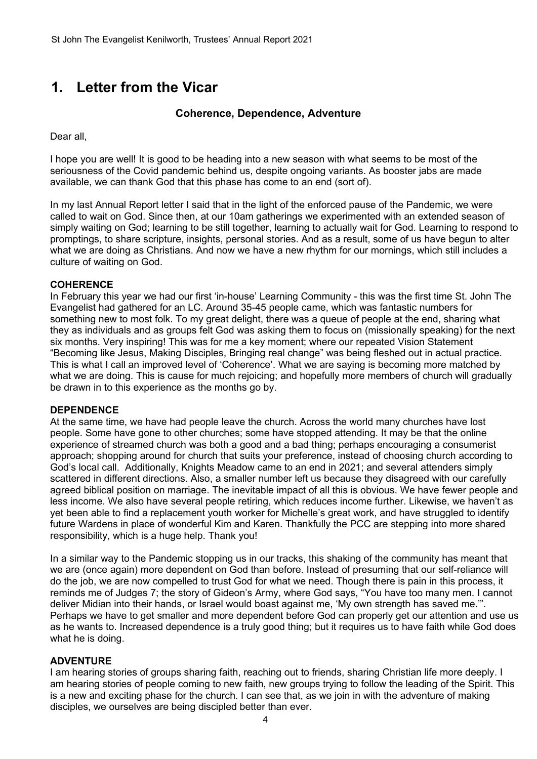# 1. Letter from the Vicar

**Coherence, Dependence, Adventure**

Dear all,

I hope you are well! It is good to be heading into a new season with what seems to be most of the seriousness of the Covid pandemic behind us, despite ongoing variants. As booster jabs are made available, we can thank God that this phase has come to an end (sort of).

In my last Annual Report letter I said that in the light of the enforced pause of the Pandemic, we were called to wait on God. Since then, at our 10am gatherings we experimented with an extended season of simply waiting on God; learning to be still together, learning to actually wait for God. Learning to respond to promptings, to share scripture, insights, personal stories. And as a result, some of us have begun to alter what we are doing as Christians. And now we have a new rhythm for our mornings, which still includes a culture of waiting on God.

**COHERENCE**

In February this year we had our first 'in-house' Learning Community - this was the first time St. John The Evangelist had gathered for an LC. Around 35-45 people came, which was fantastic numbers for something new to most folk. To my great delight, there was a queue of people at the end, sharing what they as individuals and as groups felt God was asking them to focus on (missionally speaking) for the next six months. Very inspiring! This was for me a key moment; where our repeated Vision Statement "Becoming like Jesus, Making Disciples, Bringing real change" was being fleshed out in actual practice. This is what I call an improved level of 'Coherence'. What we are saying is becoming more matched by what we are doing. This is cause for much rejoicing; and hopefully more members of church will gradually be drawn in to this experience as the months go by.

**DEPENDENCE**

At the same time, we have had people leave the church. Across the world many churches have lost people. Some have gone to other churches; some have stopped attending. It may be that the online experience of streamed church was both a good and a bad thing; perhaps encouraging a consumerist approach; shopping around for church that suits your preference, instead of choosing church according to God's local call. Additionally, Knights Meadow came to an end in 2021; and several attenders simply scattered in different directions. Also, a smaller number left us because they disagreed with our carefully agreed biblical position on marriage. The inevitable impact of all this is obvious. We have fewer people and less income. We also have several people retiring, which reduces income further. Likewise, we haven't as yet been able to find a replacement youth worker for Michelle's great work, and have struggled to identify future Wardens in place of wonderful Kim and Karen. Thankfully the PCC are stepping into more shared responsibility, which is a huge help. Thank you!

In a similar way to the Pandemic stopping us in our tracks, this shaking of the community has meant that we are (once again) more dependent on God than before. Instead of presuming that our self-reliance will do the job, we are now compelled to trust God for what we need. Though there is pain in this process, it reminds me of Judges 7; the story of Gideon's Army, where God says, "You have too many men. I cannot deliver Midian into their hands, or Israel would boast against me, 'My own strength has saved me.'". Perhaps we have to get smaller and more dependent before God can properly get our attention and use us as he wants to. Increased dependence is a truly good thing; but it requires us to have faith while God does what he is doing.

**ADVENTURE**

I am hearing stories of groups sharing faith, reaching out to friends, sharing Christian life more deeply. I am hearing stories of people coming to new faith, new groups trying to follow the leading of the Spirit. This is a new and exciting phase for the church. I can see that, as we join in with the adventure of making disciples, we ourselves are being discipled better than ever.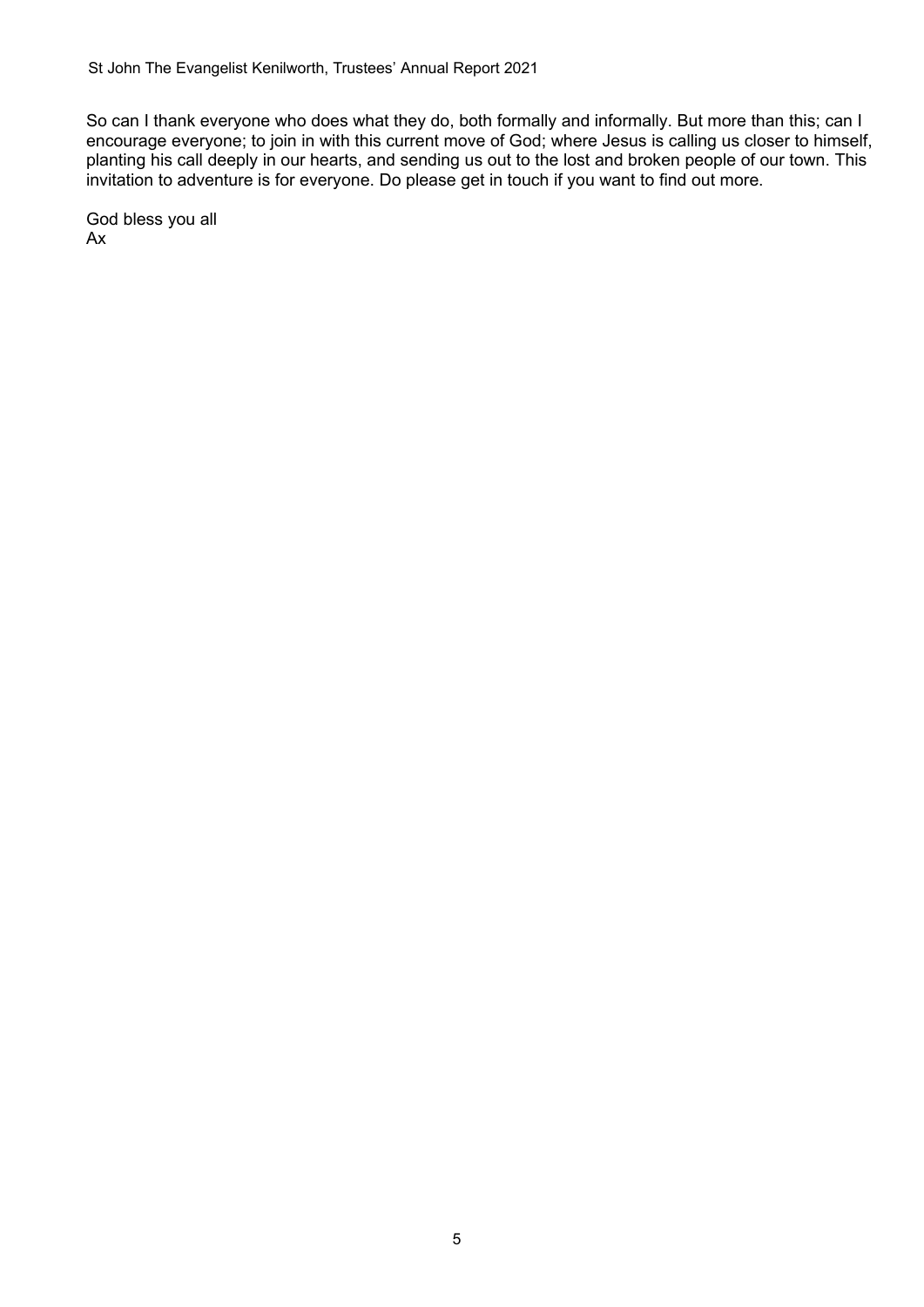So can I thank everyone who does what they do, both formally and informally. But more than this; can I encourage everyone; to join in with this current move of God; where Jesus is calling us closer to himself, planting his call deeply in our hearts, and sending us out to the lost and broken people of our town. This invitation to adventure is for everyone. Do please get in touch if you want to find out more.

God bless you all
Ax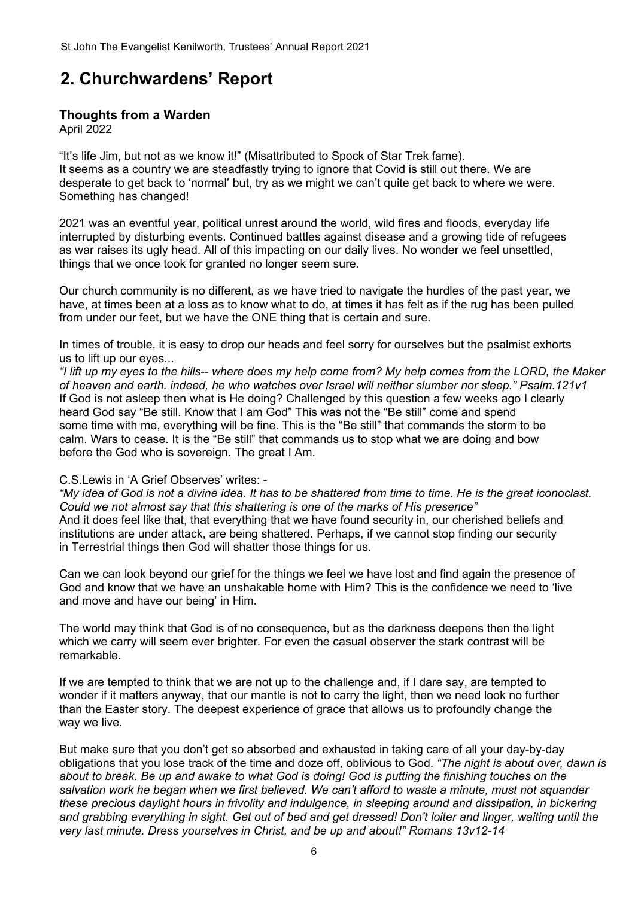# 2. Churchwardens' Report

### Thoughts from a Warden

April 2022

"It's life Jim, but not as we know it!" (Misattributed to Spock of Star Trek fame).
It seems as a country we are steadfastly trying to ignore that Covid is still out there. We are desperate to get back to 'normal' but, try as we might we can't quite get back to where we were. Something has changed!

2021 was an eventful year, political unrest around the world, wild fires and floods, everyday life interrupted by disturbing events. Continued battles against disease and a growing tide of refugees as war raises its ugly head. All of this impacting on our daily lives. No wonder we feel unsettled, things that we once took for granted no longer seem sure.

Our church community is no different, as we have tried to navigate the hurdles of the past year, we have, at times been at a loss as to know what to do, at times it has felt as if the rug has been pulled from under our feet, but we have the ONE thing that is certain and sure.

In times of trouble, it is easy to drop our heads and feel sorry for ourselves but the psalmist exhorts us to lift up our eyes...

*"I lift up my eyes to the hills-- where does my help come from? My help comes from the LORD, the Maker of heaven and earth. indeed, he who watches over Israel will neither slumber nor sleep." Psalm.121v1*
If God is not asleep then what is He doing? Challenged by this question a few weeks ago I clearly heard God say "Be still. Know that I am God" This was not the "Be still" come and spend some time with me, everything will be fine. This is the "Be still" that commands the storm to be calm. Wars to cease. It is the "Be still" that commands us to stop what we are doing and bow before the God who is sovereign. The great I Am.

C.S.Lewis in 'A Grief Observes' writes: -

*"My idea of God is not a divine idea. It has to be shattered from time to time. He is the great iconoclast. Could we not almost say that this shattering is one of the marks of His presence"*
And it does feel like that, that everything that we have found security in, our cherished beliefs and institutions are under attack, are being shattered. Perhaps, if we cannot stop finding our security in Terrestrial things then God will shatter those things for us.

Can we can look beyond our grief for the things we feel we have lost and find again the presence of God and know that we have an unshakable home with Him? This is the confidence we need to 'live and move and have our being' in Him.

The world may think that God is of no consequence, but as the darkness deepens then the light which we carry will seem ever brighter. For even the casual observer the stark contrast will be remarkable.

If we are tempted to think that we are not up to the challenge and, if I dare say, are tempted to wonder if it matters anyway, that our mantle is not to carry the light, then we need look no further than the Easter story. The deepest experience of grace that allows us to profoundly change the way we live.

But make sure that you don't get so absorbed and exhausted in taking care of all your day-by-day obligations that you lose track of the time and doze off, oblivious to God. *"The night is about over, dawn is about to break. Be up and awake to what God is doing! God is putting the finishing touches on the salvation work he began when we first believed. We can't afford to waste a minute, must not squander these precious daylight hours in frivolity and indulgence, in sleeping around and dissipation, in bickering and grabbing everything in sight. Get out of bed and get dressed! Don't loiter and linger, waiting until the very last minute. Dress yourselves in Christ, and be up and about!" Romans 13v12-14*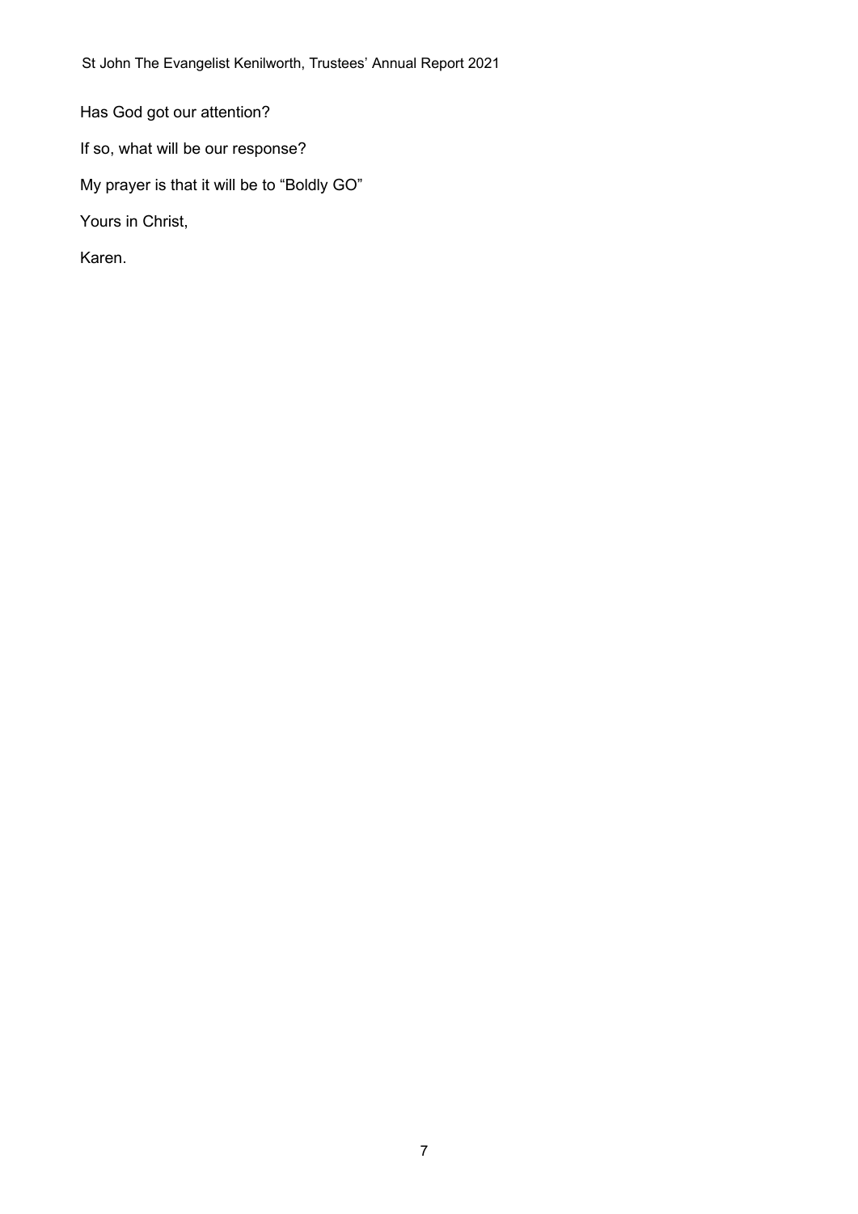Has God got our attention?

If so, what will be our response?

My prayer is that it will be to "Boldly GO"

Yours in Christ,

Karen.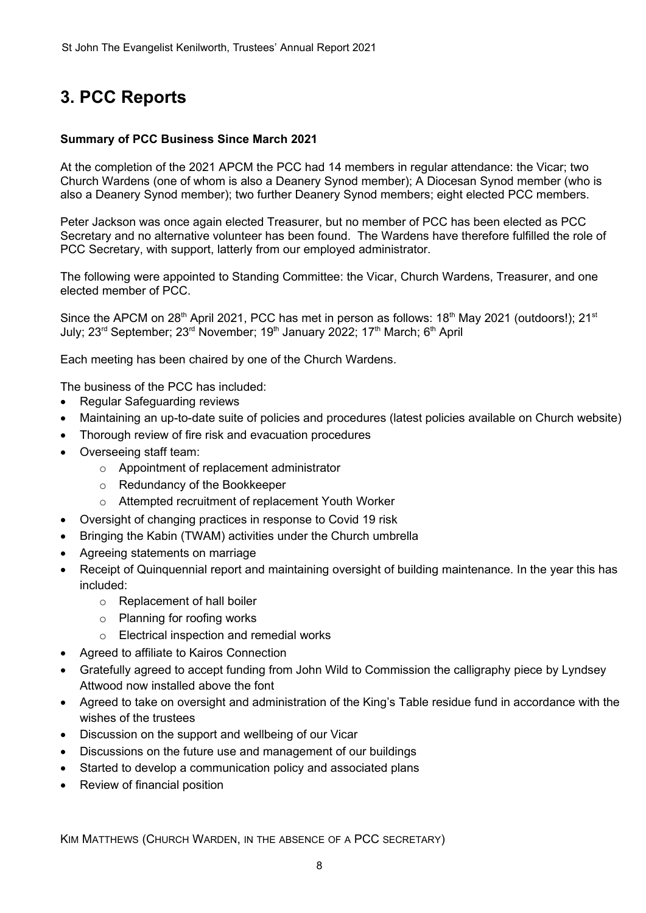# 3. PCC Reports

**Summary of PCC Business Since March 2021**

At the completion of the 2021 APCM the PCC had 14 members in regular attendance: the Vicar; two Church Wardens (one of whom is also a Deanery Synod member); A Diocesan Synod member (who is also a Deanery Synod member); two further Deanery Synod members; eight elected PCC members.

Peter Jackson was once again elected Treasurer, but no member of PCC has been elected as PCC Secretary and no alternative volunteer has been found. The Wardens have therefore fulfilled the role of PCC Secretary, with support, latterly from our employed administrator.

The following were appointed to Standing Committee: the Vicar, Church Wardens, Treasurer, and one elected member of PCC.

Since the APCM on 28th April 2021, PCC has met in person as follows: 18th May 2021 (outdoors!); 21st July; 23rd September; 23rd November; 19th January 2022; 17th March; 6th April

Each meeting has been chaired by one of the Church Wardens.

The business of the PCC has included:

- Regular Safeguarding reviews
- Maintaining an up-to-date suite of policies and procedures (latest policies available on Church website)
- Thorough review of fire risk and evacuation procedures
- Overseeing staff team:
    - Appointment of replacement administrator
    - Redundancy of the Bookkeeper
    - Attempted recruitment of replacement Youth Worker
- Oversight of changing practices in response to Covid 19 risk
- Bringing the Kabin (TWAM) activities under the Church umbrella
- Agreeing statements on marriage
- Receipt of Quinquennial report and maintaining oversight of building maintenance. In the year this has included:
    - Replacement of hall boiler
    - Planning for roofing works
    - Electrical inspection and remedial works
- Agreed to affiliate to Kairos Connection
- Gratefully agreed to accept funding from John Wild to Commission the calligraphy piece by Lyndsey Attwood now installed above the font
- Agreed to take on oversight and administration of the King's Table residue fund in accordance with the wishes of the trustees
- Discussion on the support and wellbeing of our Vicar
- Discussions on the future use and management of our buildings
- Started to develop a communication policy and associated plans
- Review of financial position

KIM MATTHEWS (CHURCH WARDEN, IN THE ABSENCE OF A PCC SECRETARY)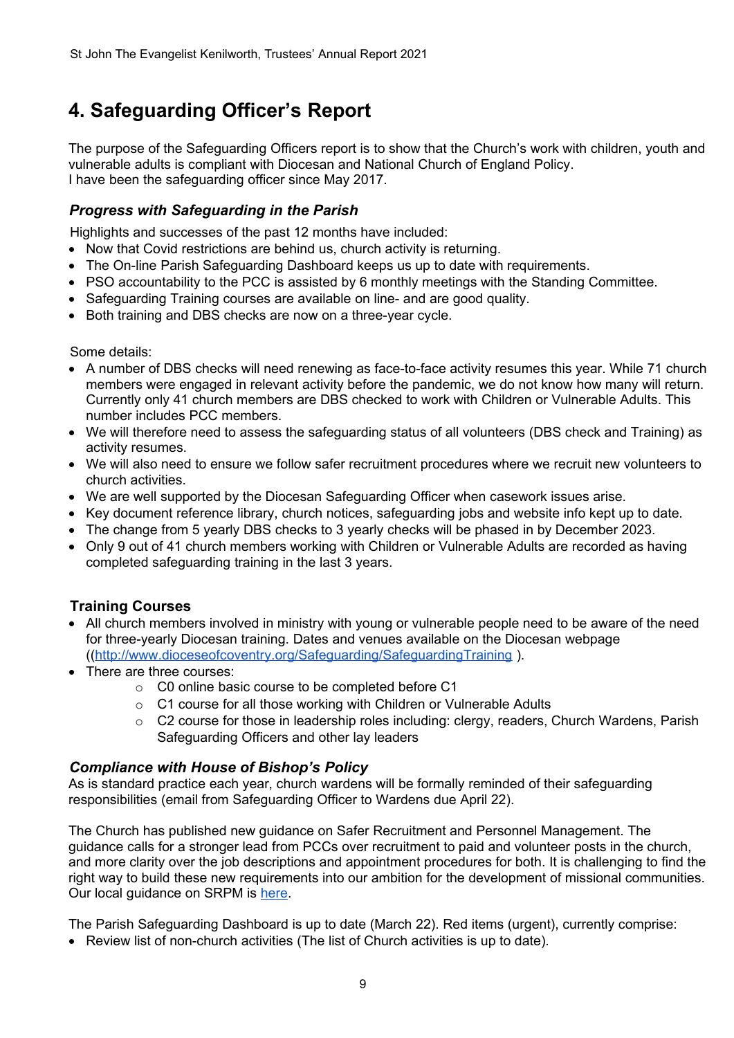## 4. Safeguarding Officer's Report

The purpose of the Safeguarding Officers report is to show that the Church's work with children, youth and vulnerable adults is compliant with Diocesan and National Church of England Policy.
I have been the safeguarding officer since May 2017.

### *Progress with Safeguarding in the Parish*

Highlights and successes of the past 12 months have included:

- Now that Covid restrictions are behind us, church activity is returning.
- The On-line Parish Safeguarding Dashboard keeps us up to date with requirements.
- PSO accountability to the PCC is assisted by 6 monthly meetings with the Standing Committee.
- Safeguarding Training courses are available on line- and are good quality.
- Both training and DBS checks are now on a three-year cycle.

Some details:

- A number of DBS checks will need renewing as face-to-face activity resumes this year. While 71 church members were engaged in relevant activity before the pandemic, we do not know how many will return. Currently only 41 church members are DBS checked to work with Children or Vulnerable Adults. This number includes PCC members.
- We will therefore need to assess the safeguarding status of all volunteers (DBS check and Training) as activity resumes.
- We will also need to ensure we follow safer recruitment procedures where we recruit new volunteers to church activities.
- We are well supported by the Diocesan Safeguarding Officer when casework issues arise.
- Key document reference library, church notices, safeguarding jobs and website info kept up to date.
- The change from 5 yearly DBS checks to 3 yearly checks will be phased in by December 2023.
- Only 9 out of 41 church members working with Children or Vulnerable Adults are recorded as having completed safeguarding training in the last 3 years.

### Training Courses

- All church members involved in ministry with young or vulnerable people need to be aware of the need for three-yearly Diocesan training. Dates and venues available on the Diocesan webpage ((http://www.dioceseofcoventry.org/Safeguarding/SafeguardingTraining ).
- There are three courses:
  - C0 online basic course to be completed before C1
  - C1 course for all those working with Children or Vulnerable Adults
  - C2 course for those in leadership roles including: clergy, readers, Church Wardens, Parish Safeguarding Officers and other lay leaders

### *Compliance with House of Bishop's Policy*

As is standard practice each year, church wardens will be formally reminded of their safeguarding responsibilities (email from Safeguarding Officer to Wardens due April 22).

The Church has published new guidance on Safer Recruitment and Personnel Management. The guidance calls for a stronger lead from PCCs over recruitment to paid and volunteer posts in the church, and more clarity over the job descriptions and appointment procedures for both. It is challenging to find the right way to build these new requirements into our ambition for the development of missional communities. Our local guidance on SRPM is here.

The Parish Safeguarding Dashboard is up to date (March 22). Red items (urgent), currently comprise:

- Review list of non-church activities (The list of Church activities is up to date).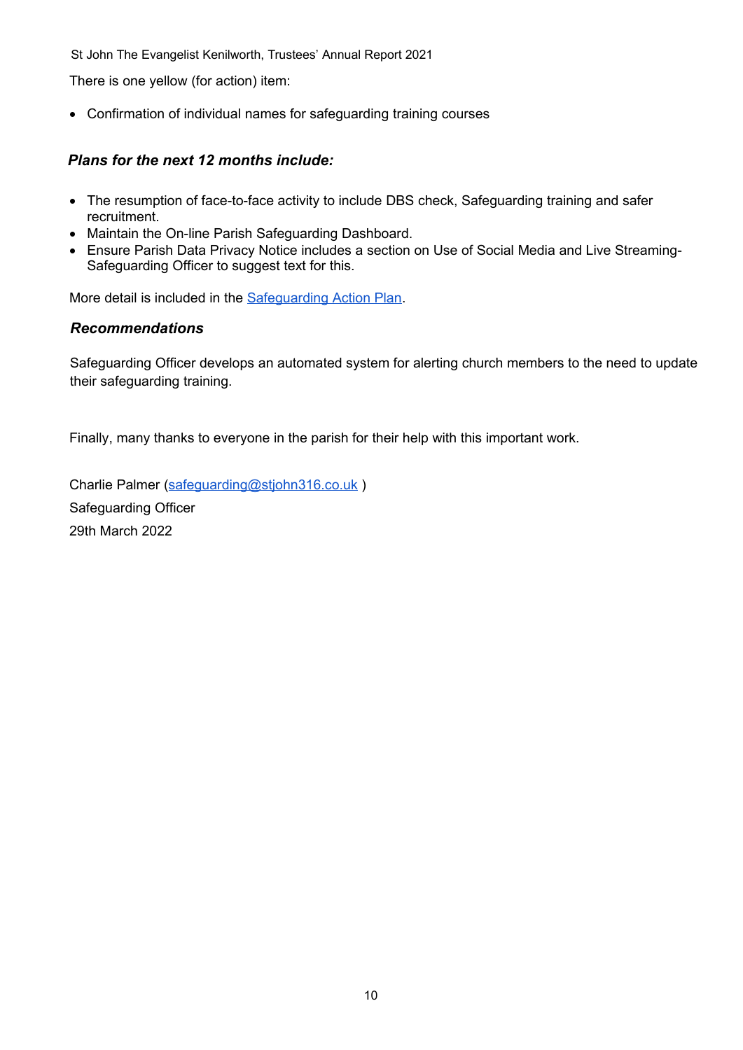There is one yellow (for action) item:

- Confirmation of individual names for safeguarding training courses

### *Plans for the next 12 months include:*

- The resumption of face-to-face activity to include DBS check, Safeguarding training and safer recruitment.
- Maintain the On-line Parish Safeguarding Dashboard.
- Ensure Parish Data Privacy Notice includes a section on Use of Social Media and Live Streaming- Safeguarding Officer to suggest text for this.

More detail is included in the [Safeguarding Action Plan](Safeguarding Action Plan).

### *Recommendations*

Safeguarding Officer develops an automated system for alerting church members to the need to update their safeguarding training.

Finally, many thanks to everyone in the parish for their help with this important work.

Charlie Palmer ([safeguarding@stjohn316.co.uk](mailto:safeguarding@stjohn316.co.uk) )

Safeguarding Officer

29th March 2022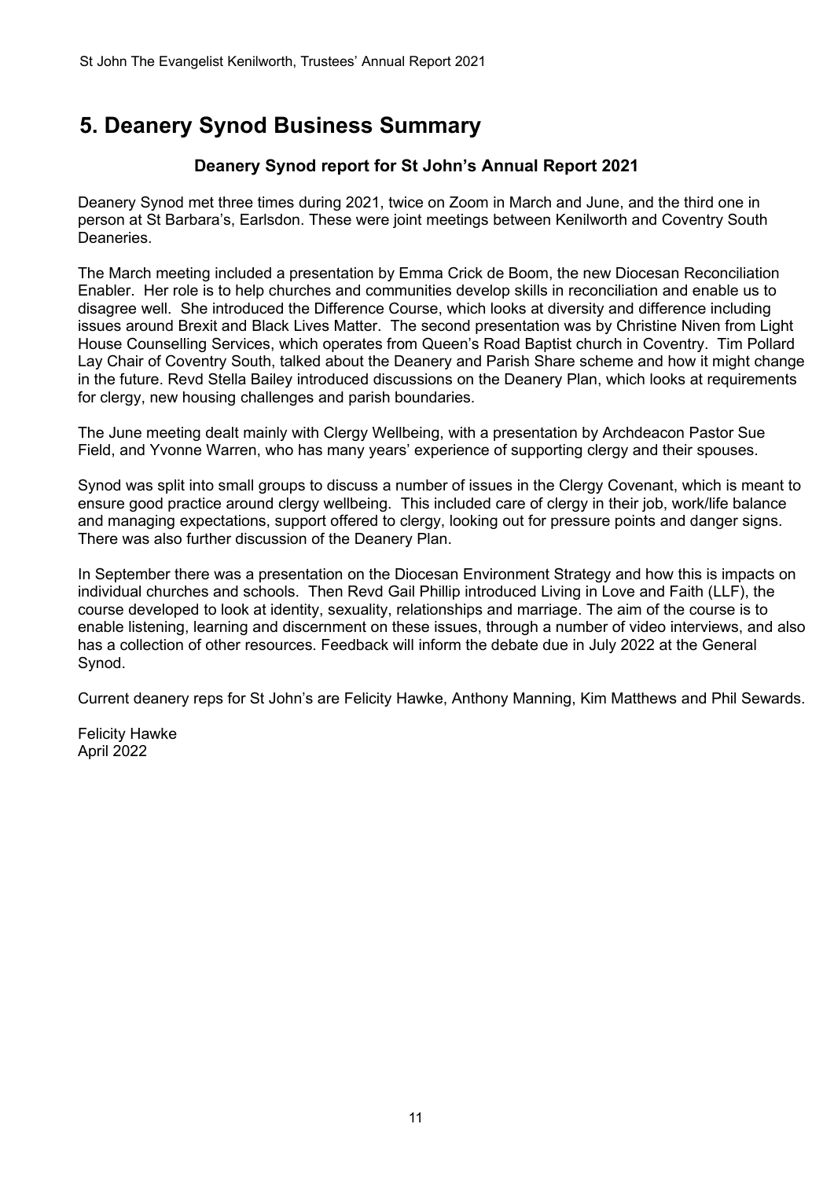# 5. Deanery Synod Business Summary

## Deanery Synod report for St John's Annual Report 2021

Deanery Synod met three times during 2021, twice on Zoom in March and June, and the third one in person at St Barbara's, Earlsdon. These were joint meetings between Kenilworth and Coventry South Deaneries.

The March meeting included a presentation by Emma Crick de Boom, the new Diocesan Reconciliation Enabler. Her role is to help churches and communities develop skills in reconciliation and enable us to disagree well. She introduced the Difference Course, which looks at diversity and difference including issues around Brexit and Black Lives Matter. The second presentation was by Christine Niven from Light House Counselling Services, which operates from Queen's Road Baptist church in Coventry. Tim Pollard Lay Chair of Coventry South, talked about the Deanery and Parish Share scheme and how it might change in the future. Revd Stella Bailey introduced discussions on the Deanery Plan, which looks at requirements for clergy, new housing challenges and parish boundaries.

The June meeting dealt mainly with Clergy Wellbeing, with a presentation by Archdeacon Pastor Sue Field, and Yvonne Warren, who has many years' experience of supporting clergy and their spouses.

Synod was split into small groups to discuss a number of issues in the Clergy Covenant, which is meant to ensure good practice around clergy wellbeing. This included care of clergy in their job, work/life balance and managing expectations, support offered to clergy, looking out for pressure points and danger signs. There was also further discussion of the Deanery Plan.

In September there was a presentation on the Diocesan Environment Strategy and how this is impacts on individual churches and schools. Then Revd Gail Phillip introduced Living in Love and Faith (LLF), the course developed to look at identity, sexuality, relationships and marriage. The aim of the course is to enable listening, learning and discernment on these issues, through a number of video interviews, and also has a collection of other resources. Feedback will inform the debate due in July 2022 at the General Synod.

Current deanery reps for St John's are Felicity Hawke, Anthony Manning, Kim Matthews and Phil Sewards.

Felicity Hawke
April 2022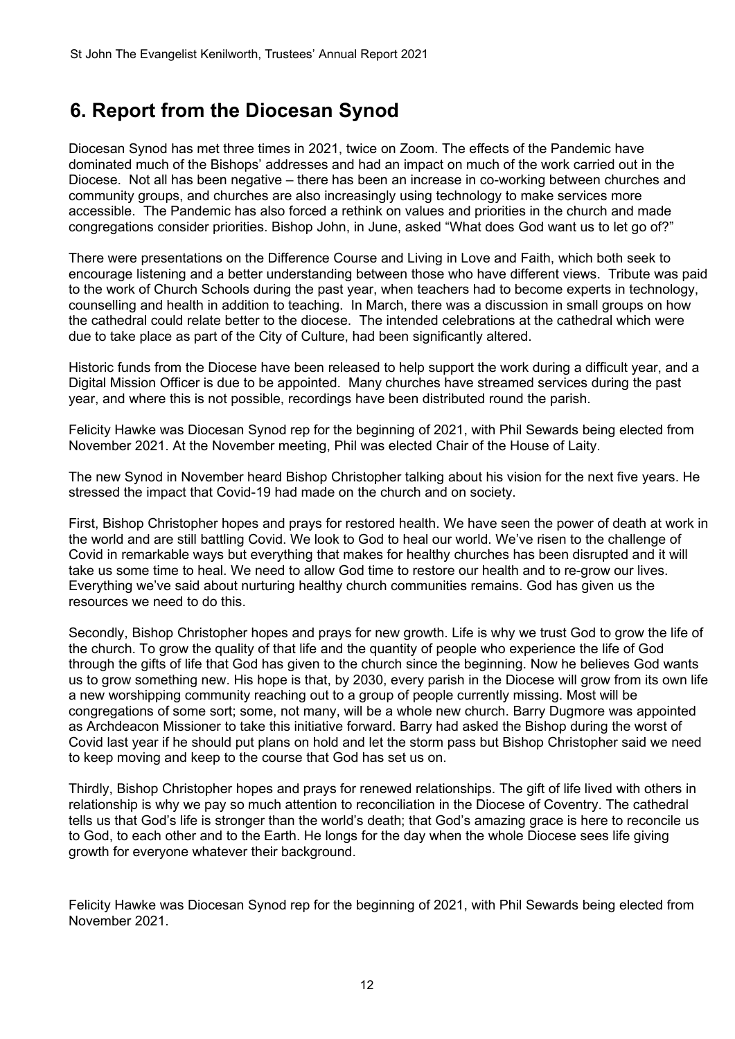# 6. Report from the Diocesan Synod

Diocesan Synod has met three times in 2021, twice on Zoom. The effects of the Pandemic have dominated much of the Bishops' addresses and had an impact on much of the work carried out in the Diocese. Not all has been negative – there has been an increase in co-working between churches and community groups, and churches are also increasingly using technology to make services more accessible. The Pandemic has also forced a rethink on values and priorities in the church and made congregations consider priorities. Bishop John, in June, asked "What does God want us to let go of?"

There were presentations on the Difference Course and Living in Love and Faith, which both seek to encourage listening and a better understanding between those who have different views. Tribute was paid to the work of Church Schools during the past year, when teachers had to become experts in technology, counselling and health in addition to teaching. In March, there was a discussion in small groups on how the cathedral could relate better to the diocese. The intended celebrations at the cathedral which were due to take place as part of the City of Culture, had been significantly altered.

Historic funds from the Diocese have been released to help support the work during a difficult year, and a Digital Mission Officer is due to be appointed. Many churches have streamed services during the past year, and where this is not possible, recordings have been distributed round the parish.

Felicity Hawke was Diocesan Synod rep for the beginning of 2021, with Phil Sewards being elected from November 2021. At the November meeting, Phil was elected Chair of the House of Laity.

The new Synod in November heard Bishop Christopher talking about his vision for the next five years. He stressed the impact that Covid-19 had made on the church and on society.

First, Bishop Christopher hopes and prays for restored health. We have seen the power of death at work in the world and are still battling Covid. We look to God to heal our world. We've risen to the challenge of Covid in remarkable ways but everything that makes for healthy churches has been disrupted and it will take us some time to heal. We need to allow God time to restore our health and to re-grow our lives. Everything we've said about nurturing healthy church communities remains. God has given us the resources we need to do this.

Secondly, Bishop Christopher hopes and prays for new growth. Life is why we trust God to grow the life of the church. To grow the quality of that life and the quantity of people who experience the life of God through the gifts of life that God has given to the church since the beginning. Now he believes God wants us to grow something new. His hope is that, by 2030, every parish in the Diocese will grow from its own life a new worshipping community reaching out to a group of people currently missing. Most will be congregations of some sort; some, not many, will be a whole new church. Barry Dugmore was appointed as Archdeacon Missioner to take this initiative forward. Barry had asked the Bishop during the worst of Covid last year if he should put plans on hold and let the storm pass but Bishop Christopher said we need to keep moving and keep to the course that God has set us on.

Thirdly, Bishop Christopher hopes and prays for renewed relationships. The gift of life lived with others in relationship is why we pay so much attention to reconciliation in the Diocese of Coventry. The cathedral tells us that God's life is stronger than the world's death; that God's amazing grace is here to reconcile us to God, to each other and to the Earth. He longs for the day when the whole Diocese sees life giving growth for everyone whatever their background.

Felicity Hawke was Diocesan Synod rep for the beginning of 2021, with Phil Sewards being elected from November 2021.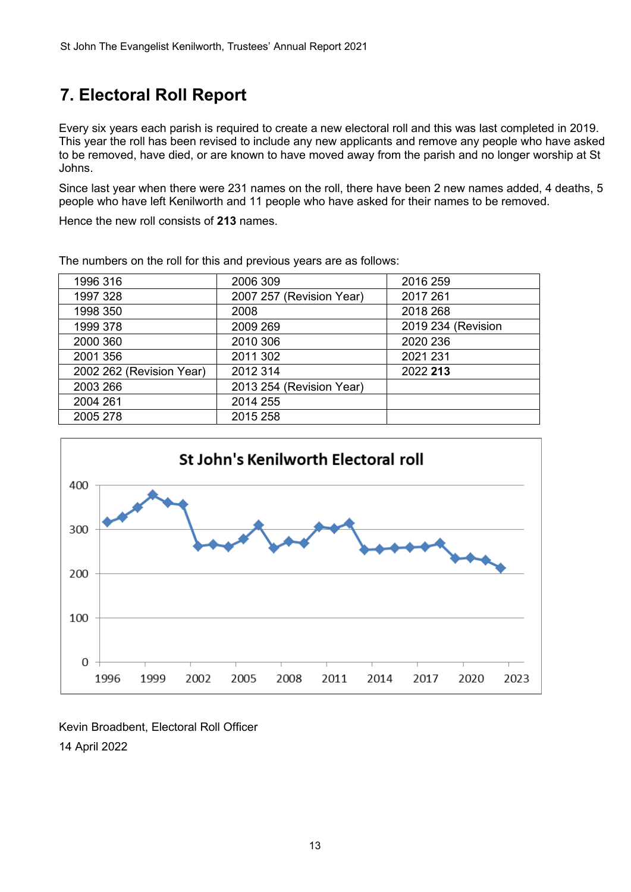## 7. Electoral Roll Report

Every six years each parish is required to create a new electoral roll and this was last completed in 2019. This year the roll has been revised to include any new applicants and remove any people who have asked to be removed, have died, or are known to have moved away from the parish and no longer worship at St Johns.

Since last year when there were 231 names on the roll, there have been 2 new names added, 4 deaths, 5 people who have left Kenilworth and 11 people who have asked for their names to be removed.

Hence the new roll consists of **213** names.

The numbers on the roll for this and previous years are as follows:

| | | |
|---|---|---|
| 1996 316 | 2006 309 | 2016 259 |
| 1997 328 | 2007 257 (Revision Year) | 2017 261 |
| 1998 350 | 2008 | 2018 268 |
| 1999 378 | 2009 269 | 2019 234 (Revision |
| 2000 360 | 2010 306 | 2020 236 |
| 2001 356 | 2011 302 | 2021 231 |
| 2002 262 (Revision Year) | 2012 314 | 2022 **213** |
| 2003 266 | 2013 254 (Revision Year) | |
| 2004 261 | 2014 255 | |
| 2005 278 | 2015 258 | |

St John's Kenilworth Electoral roll

Kevin Broadbent, Electoral Roll Officer

14 April 2022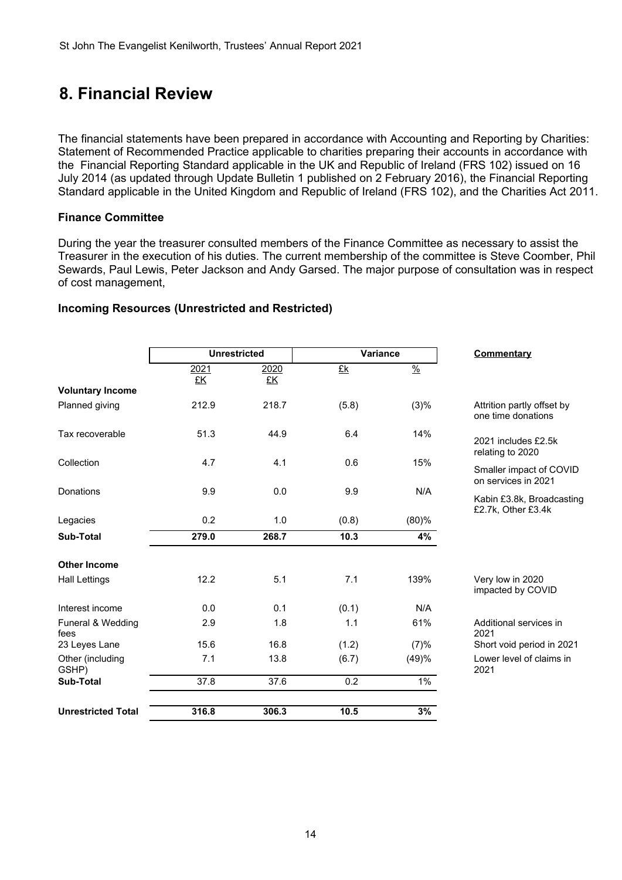# 8. Financial Review

The financial statements have been prepared in accordance with Accounting and Reporting by Charities: Statement of Recommended Practice applicable to charities preparing their accounts in accordance with the Financial Reporting Standard applicable in the UK and Republic of Ireland (FRS 102) issued on 16 July 2014 (as updated through Update Bulletin 1 published on 2 February 2016), the Financial Reporting Standard applicable in the United Kingdom and Republic of Ireland (FRS 102), and the Charities Act 2011.

### Finance Committee

During the year the treasurer consulted members of the Finance Committee as necessary to assist the Treasurer in the execution of his duties. The current membership of the committee is Steve Coomber, Phil Sewards, Paul Lewis, Peter Jackson and Andy Garsed. The major purpose of consultation was in respect of cost management,

### Incoming Resources (Unrestricted and Restricted)

| | Unrestricted | | Variance | | Commentary |
|---|---|---|---|---|---|
| | 2021 £K | 2020 £K | £k | % | |
| **Voluntary Income** | | | | | |
| Planned giving | 212.9 | 218.7 | (5.8) | (3)% | Attrition partly offset by one time donations |
| Tax recoverable | 51.3 | 44.9 | 6.4 | 14% | 2021 includes £2.5k relating to 2020 |
| Collection | 4.7 | 4.1 | 0.6 | 15% | Smaller impact of COVID on services in 2021 |
| Donations | 9.9 | 0.0 | 9.9 | N/A | Kabin £3.8k, Broadcasting £2.7k, Other £3.4k |
| Legacies | 0.2 | 1.0 | (0.8) | (80)% | |
| **Sub-Total** | **279.0** | **268.7** | **10.3** | **4%** | |
| **Other Income** | | | | | |
| Hall Lettings | 12.2 | 5.1 | 7.1 | 139% | Very low in 2020 impacted by COVID |
| Interest income | 0.0 | 0.1 | (0.1) | N/A | |
| Funeral & Wedding fees | 2.9 | 1.8 | 1.1 | 61% | Additional services in 2021 |
| 23 Leyes Lane | 15.6 | 16.8 | (1.2) | (7)% | Short void period in 2021 |
| Other (including GSHP) | 7.1 | 13.8 | (6.7) | (49)% | Lower level of claims in 2021 |
| **Sub-Total** | 37.8 | 37.6 | 0.2 | 1% | |
| **Unrestricted Total** | **316.8** | **306.3** | **10.5** | **3%** | |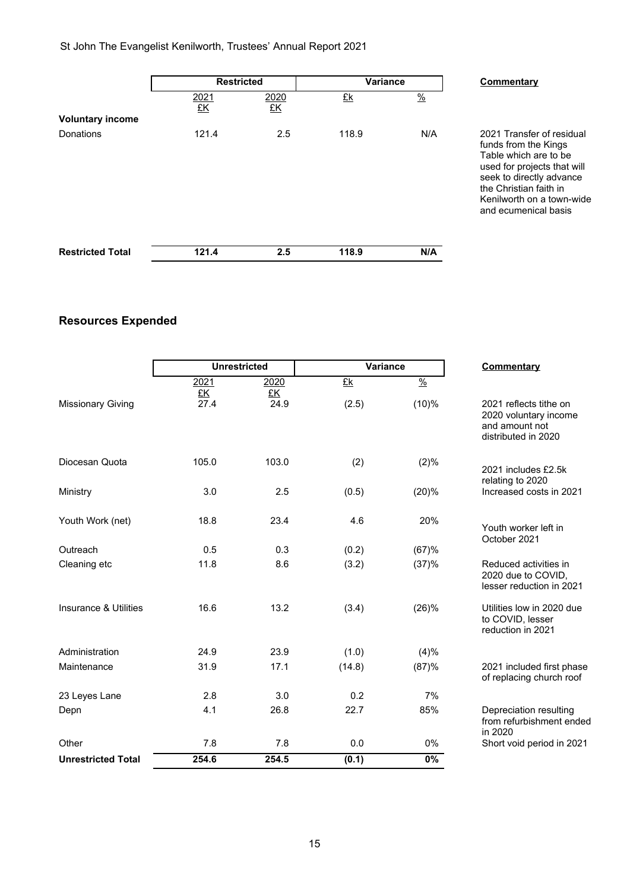| | Restricted | | Variance | | Commentary |
|---|---|---|---|---|---|
| | 2021 £K | 2020 £K | £k | % | |
| **Voluntary income** | | | | | |
| Donations | 121.4 | 2.5 | 118.9 | N/A | 2021 Transfer of residual funds from the Kings Table which are to be used for projects that will seek to directly advance the Christian faith in Kenilworth on a town-wide and ecumenical basis |
| **Restricted Total** | **121.4** | **2.5** | **118.9** | **N/A** | |

## Resources Expended

| | Unrestricted | | Variance | | Commentary |
|---|---|---|---|---|---|
| | 2021 £K | 2020 £K | £k | % | |
| Missionary Giving | 27.4 | 24.9 | (2.5) | (10)% | 2021 reflects tithe on 2020 voluntary income and amount not distributed in 2020 |
| Diocesan Quota | 105.0 | 103.0 | (2) | (2)% | 2021 includes £2.5k relating to 2020 |
| Ministry | 3.0 | 2.5 | (0.5) | (20)% | Increased costs in 2021 |
| Youth Work (net) | 18.8 | 23.4 | 4.6 | 20% | Youth worker left in October 2021 |
| Outreach | 0.5 | 0.3 | (0.2) | (67)% | |
| Cleaning etc | 11.8 | 8.6 | (3.2) | (37)% | Reduced activities in 2020 due to COVID, lesser reduction in 2021 |
| Insurance & Utilities | 16.6 | 13.2 | (3.4) | (26)% | Utilities low in 2020 due to COVID, lesser reduction in 2021 |
| Administration | 24.9 | 23.9 | (1.0) | (4)% | |
| Maintenance | 31.9 | 17.1 | (14.8) | (87)% | 2021 included first phase of replacing church roof |
| 23 Leyes Lane | 2.8 | 3.0 | 0.2 | 7% | |
| Depn | 4.1 | 26.8 | 22.7 | 85% | Depreciation resulting from refurbishment ended in 2020 |
| Other | 7.8 | 7.8 | 0.0 | 0% | Short void period in 2021 |
| **Unrestricted Total** | **254.6** | **254.5** | **(0.1)** | **0%** | |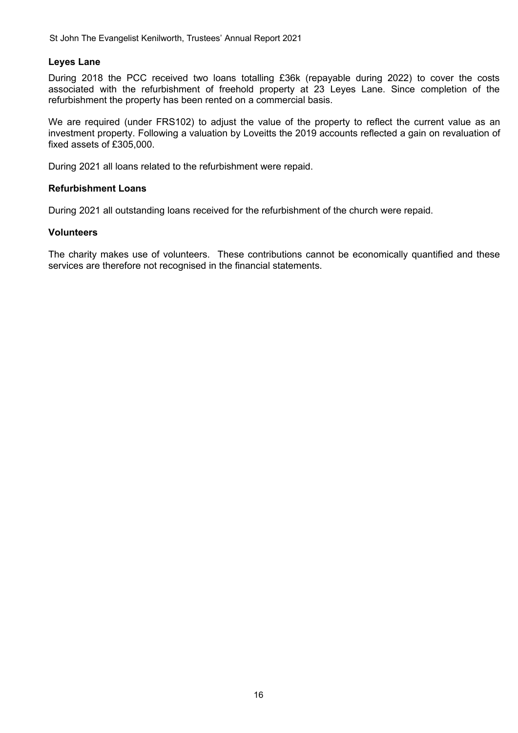### Leyes Lane

During 2018 the PCC received two loans totalling £36k (repayable during 2022) to cover the costs associated with the refurbishment of freehold property at 23 Leyes Lane. Since completion of the refurbishment the property has been rented on a commercial basis.

We are required (under FRS102) to adjust the value of the property to reflect the current value as an investment property. Following a valuation by Loveitts the 2019 accounts reflected a gain on revaluation of fixed assets of £305,000.

During 2021 all loans related to the refurbishment were repaid.

### Refurbishment Loans

During 2021 all outstanding loans received for the refurbishment of the church were repaid.

### Volunteers

The charity makes use of volunteers. These contributions cannot be economically quantified and these services are therefore not recognised in the financial statements.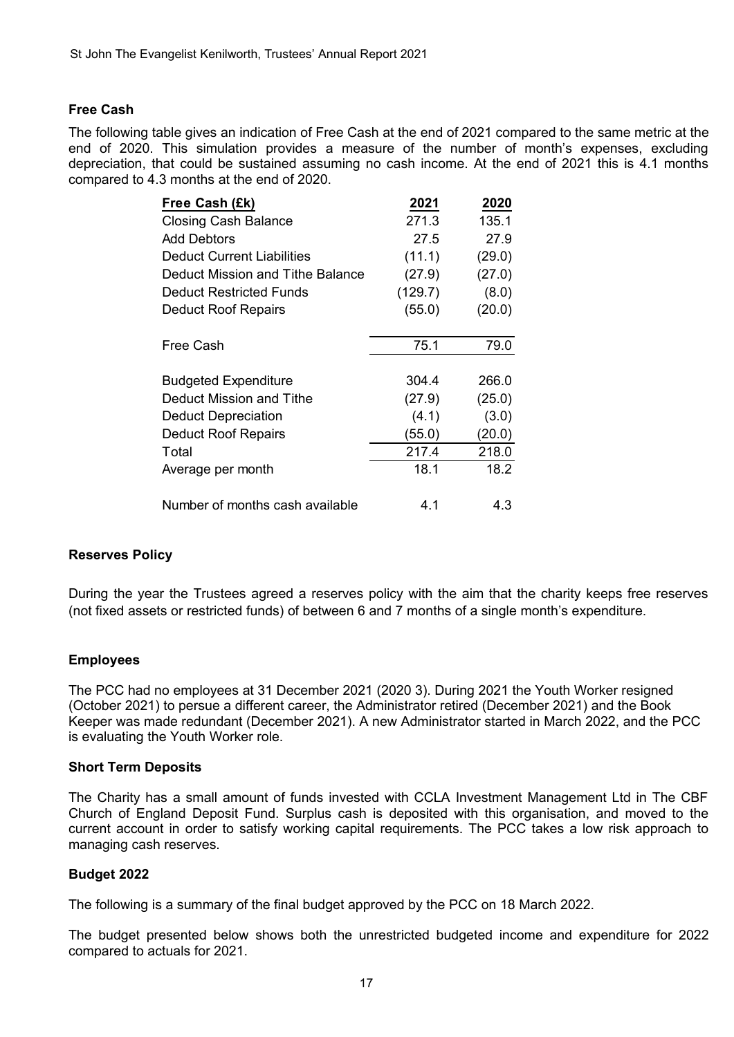### Free Cash

The following table gives an indication of Free Cash at the end of 2021 compared to the same metric at the end of 2020. This simulation provides a measure of the number of month's expenses, excluding depreciation, that could be sustained assuming no cash income. At the end of 2021 this is 4.1 months compared to 4.3 months at the end of 2020.

| Free Cash (£k) | 2021 | 2020 |
|---|---|---|
| Closing Cash Balance | 271.3 | 135.1 |
| Add Debtors | 27.5 | 27.9 |
| Deduct Current Liabilities | (11.1) | (29.0) |
| Deduct Mission and Tithe Balance | (27.9) | (27.0) |
| Deduct Restricted Funds | (129.7) | (8.0) |
| Deduct Roof Repairs | (55.0) | (20.0) |
| Free Cash | 75.1 | 79.0 |
| Budgeted Expenditure | 304.4 | 266.0 |
| Deduct Mission and Tithe | (27.9) | (25.0) |
| Deduct Depreciation | (4.1) | (3.0) |
| Deduct Roof Repairs | (55.0) | (20.0) |
| Total | 217.4 | 218.0 |
| Average per month | 18.1 | 18.2 |
| Number of months cash available | 4.1 | 4.3 |

### Reserves Policy

During the year the Trustees agreed a reserves policy with the aim that the charity keeps free reserves (not fixed assets or restricted funds) of between 6 and 7 months of a single month's expenditure.

### Employees

The PCC had no employees at 31 December 2021 (2020 3). During 2021 the Youth Worker resigned (October 2021) to persue a different career, the Administrator retired (December 2021) and the Book Keeper was made redundant (December 2021). A new Administrator started in March 2022, and the PCC is evaluating the Youth Worker role.

### Short Term Deposits

The Charity has a small amount of funds invested with CCLA Investment Management Ltd in The CBF Church of England Deposit Fund. Surplus cash is deposited with this organisation, and moved to the current account in order to satisfy working capital requirements. The PCC takes a low risk approach to managing cash reserves.

### Budget 2022

The following is a summary of the final budget approved by the PCC on 18 March 2022.

The budget presented below shows both the unrestricted budgeted income and expenditure for 2022 compared to actuals for 2021.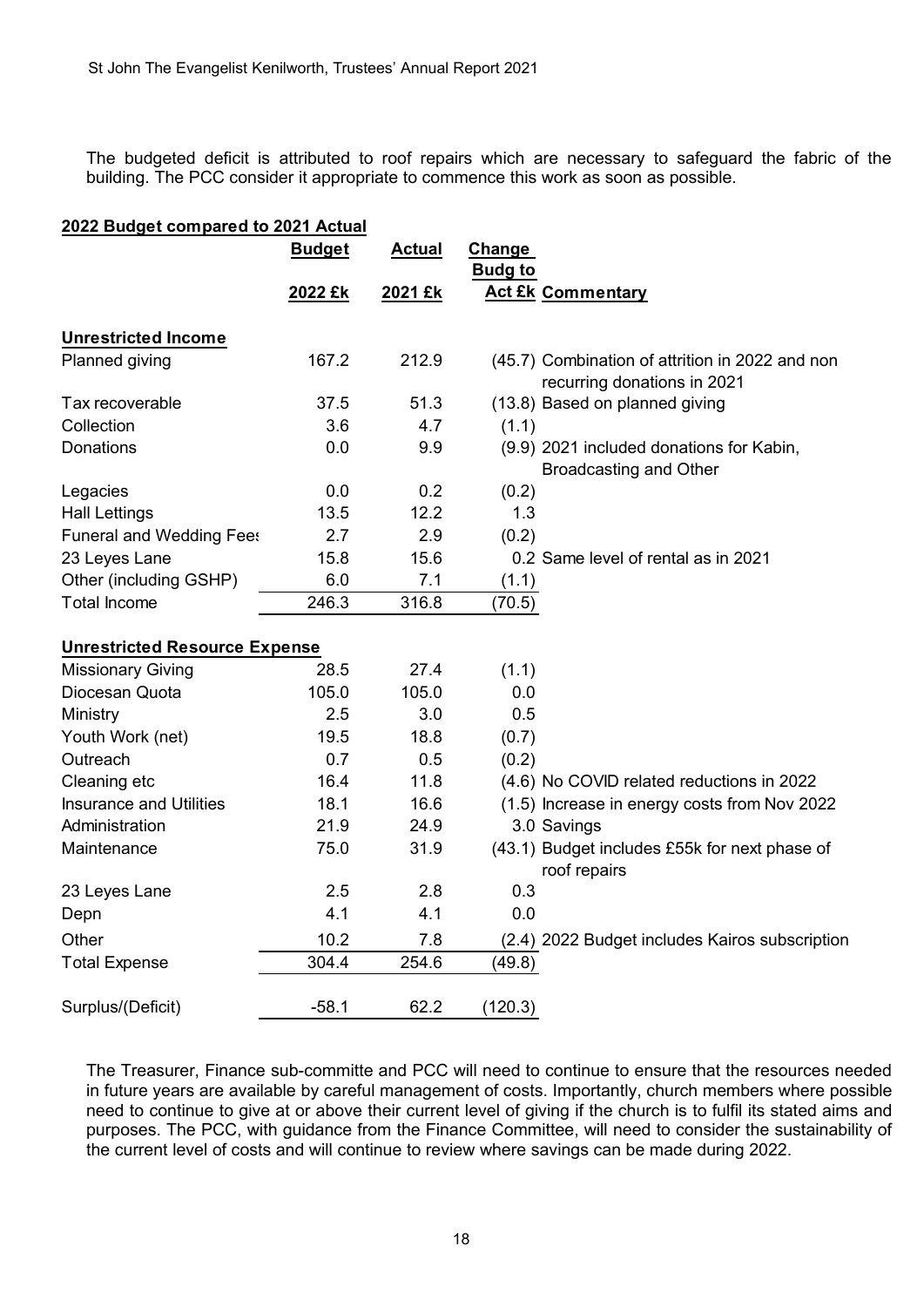The budgeted deficit is attributed to roof repairs which are necessary to safeguard the fabric of the building. The PCC consider it appropriate to commence this work as soon as possible.

**2022 Budget compared to 2021 Actual**

| | Budget 2022 £k | Actual 2021 £k | Change Budg to Act £k | Commentary |
|---|---|---|---|---|
| **Unrestricted Income** | | | | |
| Planned giving | 167.2 | 212.9 | (45.7) | Combination of attrition in 2022 and non recurring donations in 2021 |
| Tax recoverable | 37.5 | 51.3 | (13.8) | Based on planned giving |
| Collection | 3.6 | 4.7 | (1.1) | |
| Donations | 0.0 | 9.9 | (9.9) | 2021 included donations for Kabin, Broadcasting and Other |
| Legacies | 0.0 | 0.2 | (0.2) | |
| Hall Lettings | 13.5 | 12.2 | 1.3 | |
| Funeral and Wedding Fees | 2.7 | 2.9 | (0.2) | |
| 23 Leyes Lane | 15.8 | 15.6 | 0.2 | Same level of rental as in 2021 |
| Other (including GSHP) | 6.0 | 7.1 | (1.1) | |
| Total Income | 246.3 | 316.8 | (70.5) | |
| **Unrestricted Resource Expense** | | | | |
| Missionary Giving | 28.5 | 27.4 | (1.1) | |
| Diocesan Quota | 105.0 | 105.0 | 0.0 | |
| Ministry | 2.5 | 3.0 | 0.5 | |
| Youth Work (net) | 19.5 | 18.8 | (0.7) | |
| Outreach | 0.7 | 0.5 | (0.2) | |
| Cleaning etc | 16.4 | 11.8 | (4.6) | No COVID related reductions in 2022 |
| Insurance and Utilities | 18.1 | 16.6 | (1.5) | Increase in energy costs from Nov 2022 |
| Administration | 21.9 | 24.9 | 3.0 | Savings |
| Maintenance | 75.0 | 31.9 | (43.1) | Budget includes £55k for next phase of roof repairs |
| 23 Leyes Lane | 2.5 | 2.8 | 0.3 | |
| Depn | 4.1 | 4.1 | 0.0 | |
| Other | 10.2 | 7.8 | (2.4) | 2022 Budget includes Kairos subscription |
| Total Expense | 304.4 | 254.6 | (49.8) | |
| Surplus/(Deficit) | -58.1 | 62.2 | (120.3) | |

The Treasurer, Finance sub-committe and PCC will need to continue to ensure that the resources needed in future years are available by careful management of costs. Importantly, church members where possible need to continue to give at or above their current level of giving if the church is to fulfil its stated aims and purposes. The PCC, with guidance from the Finance Committee, will need to consider the sustainability of the current level of costs and will continue to review where savings can be made during 2022.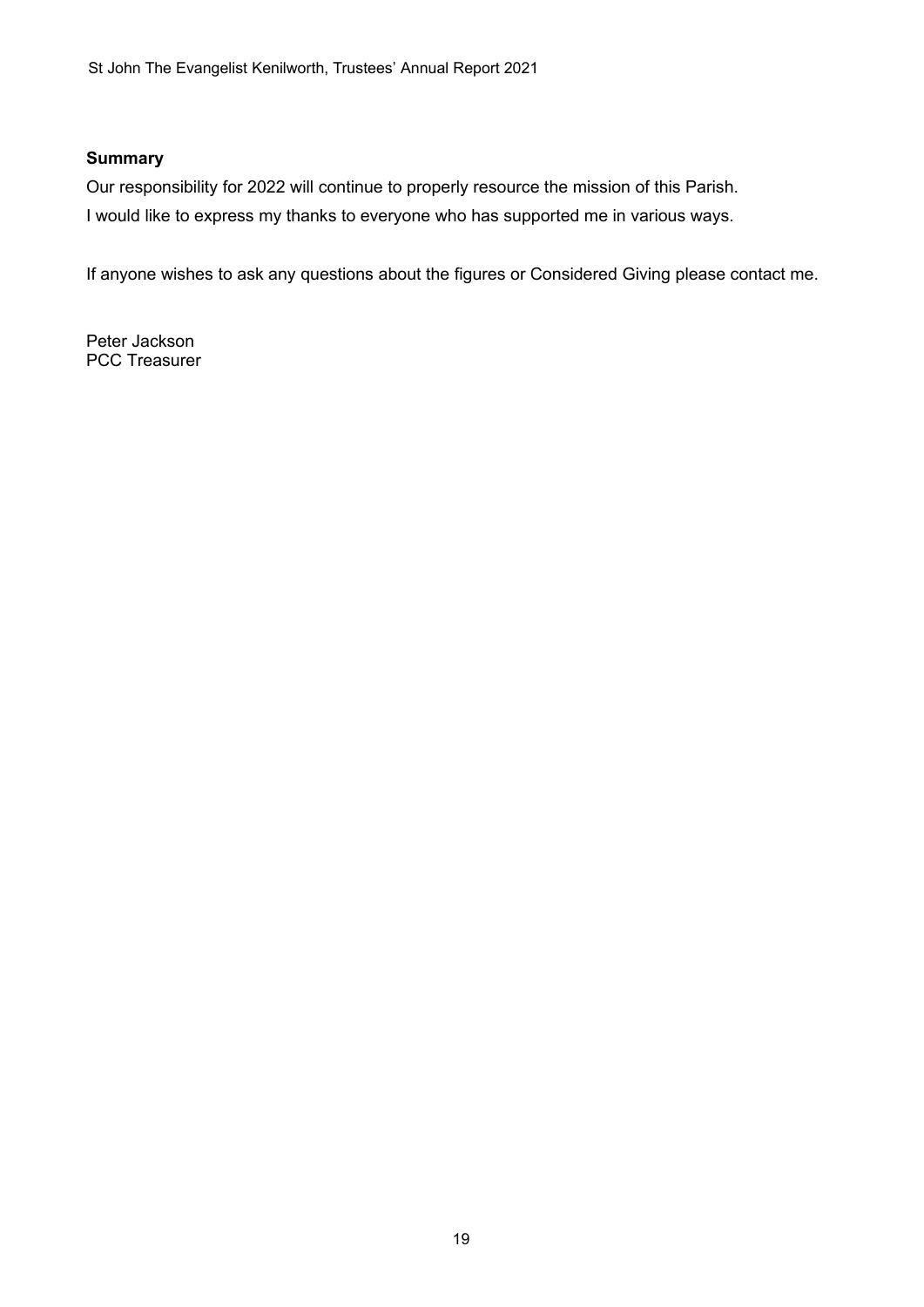**Summary**

Our responsibility for 2022 will continue to properly resource the mission of this Parish.

I would like to express my thanks to everyone who has supported me in various ways.

If anyone wishes to ask any questions about the figures or Considered Giving please contact me.

Peter Jackson
PCC Treasurer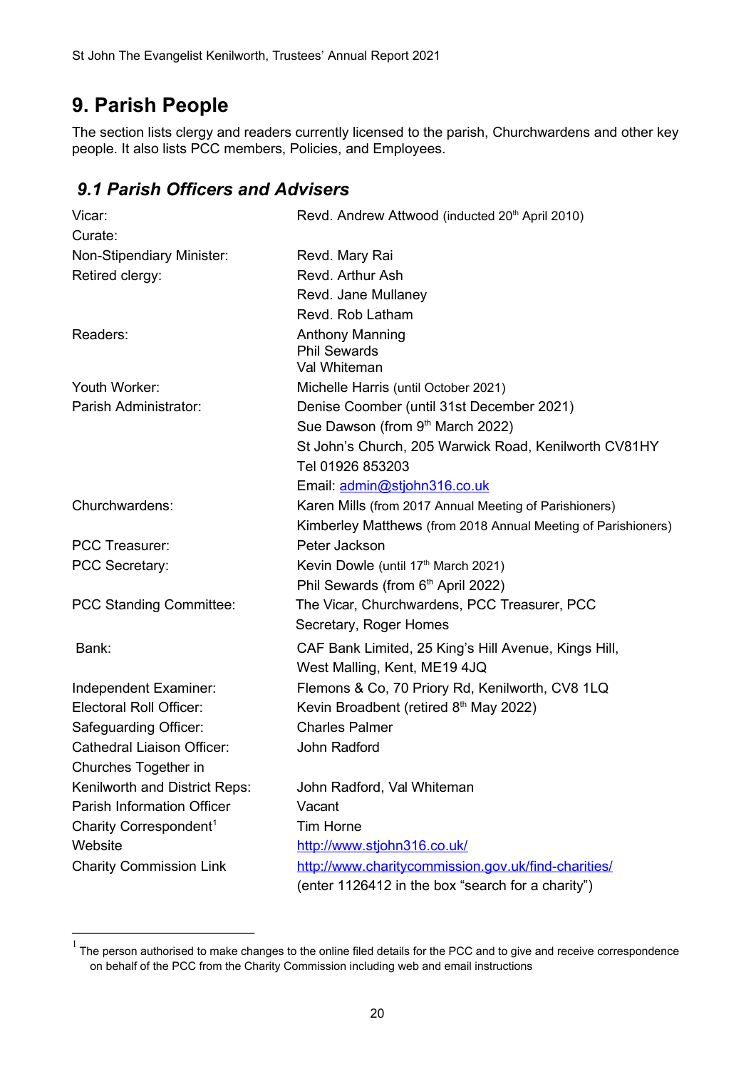# 9. Parish People

The section lists clergy and readers currently licensed to the parish, Churchwardens and other key people. It also lists PCC members, Policies, and Employees.

## *9.1 Parish Officers and Advisers*

| | |
|---|---|
| Vicar: | Revd. Andrew Attwood (inducted 20th April 2010) |
| Curate: | |
| Non-Stipendiary Minister: | Revd. Mary Rai |
| Retired clergy: | Revd. Arthur Ash |
| | Revd. Jane Mullaney |
| | Revd. Rob Latham |
| Readers: | Anthony Manning<br>Phil Sewards<br>Val Whiteman |
| Youth Worker: | Michelle Harris (until October 2021) |
| Parish Administrator: | Denise Coomber (until 31st December 2021) |
| | Sue Dawson (from 9th March 2022) |
| | St John's Church, 205 Warwick Road, Kenilworth CV81HY |
| | Tel 01926 853203 |
| | Email: admin@stjohn316.co.uk |
| Churchwardens: | Karen Mills (from 2017 Annual Meeting of Parishioners) |
| | Kimberley Matthews (from 2018 Annual Meeting of Parishioners) |
| PCC Treasurer: | Peter Jackson |
| PCC Secretary: | Kevin Dowle (until 17th March 2021) |
| | Phil Sewards (from 6th April 2022) |
| PCC Standing Committee: | The Vicar, Churchwardens, PCC Treasurer, PCC Secretary, Roger Homes |
| Bank: | CAF Bank Limited, 25 King's Hill Avenue, Kings Hill, West Malling, Kent, ME19 4JQ |
| Independent Examiner: | Flemons & Co, 70 Priory Rd, Kenilworth, CV8 1LQ |
| Electoral Roll Officer: | Kevin Broadbent (retired 8th May 2022) |
| Safeguarding Officer: | Charles Palmer |
| Cathedral Liaison Officer: | John Radford |
| Churches Together in Kenilworth and District Reps: | John Radford, Val Whiteman |
| Parish Information Officer | Vacant |
| Charity Correspondent[1] | Tim Horne |
| Website | http://www.stjohn316.co.uk/ |
| Charity Commission Link | http://www.charitycommission.gov.uk/find-charities/<br>(enter 1126412 in the box "search for a charity") |

[1] The person authorised to make changes to the online filed details for the PCC and to give and receive correspondence on behalf of the PCC from the Charity Commission including web and email instructions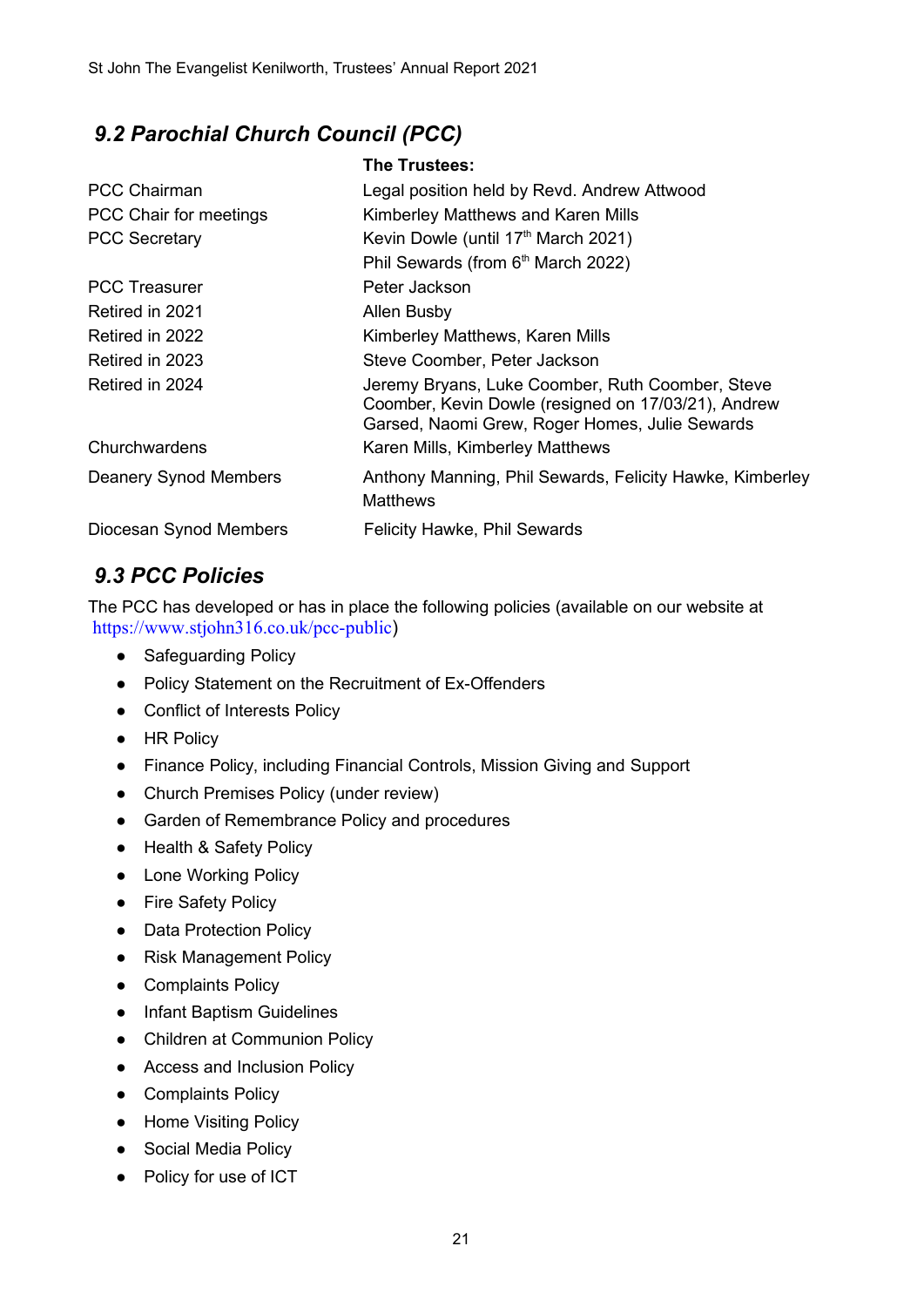## 9.2 Parochial Church Council (PCC)

| | **The Trustees:** |
|---|---|
| PCC Chairman | Legal position held by Revd. Andrew Attwood |
| PCC Chair for meetings | Kimberley Matthews and Karen Mills |
| PCC Secretary | Kevin Dowle (until 17th March 2021)<br>Phil Sewards (from 6th March 2022) |
| PCC Treasurer | Peter Jackson |
| Retired in 2021 | Allen Busby |
| Retired in 2022 | Kimberley Matthews, Karen Mills |
| Retired in 2023 | Steve Coomber, Peter Jackson |
| Retired in 2024 | Jeremy Bryans, Luke Coomber, Ruth Coomber, Steve Coomber, Kevin Dowle (resigned on 17/03/21), Andrew Garsed, Naomi Grew, Roger Homes, Julie Sewards |
| Churchwardens | Karen Mills, Kimberley Matthews |
| Deanery Synod Members | Anthony Manning, Phil Sewards, Felicity Hawke, Kimberley Matthews |
| Diocesan Synod Members | Felicity Hawke, Phil Sewards |

## 9.3 PCC Policies

The PCC has developed or has in place the following policies (available on our website at https://www.stjohn316.co.uk/pcc-public)

- Safeguarding Policy
- Policy Statement on the Recruitment of Ex-Offenders
- Conflict of Interests Policy
- HR Policy
- Finance Policy, including Financial Controls, Mission Giving and Support
- Church Premises Policy (under review)
- Garden of Remembrance Policy and procedures
- Health & Safety Policy
- Lone Working Policy
- Fire Safety Policy
- Data Protection Policy
- Risk Management Policy
- Complaints Policy
- Infant Baptism Guidelines
- Children at Communion Policy
- Access and Inclusion Policy
- Complaints Policy
- Home Visiting Policy
- Social Media Policy
- Policy for use of ICT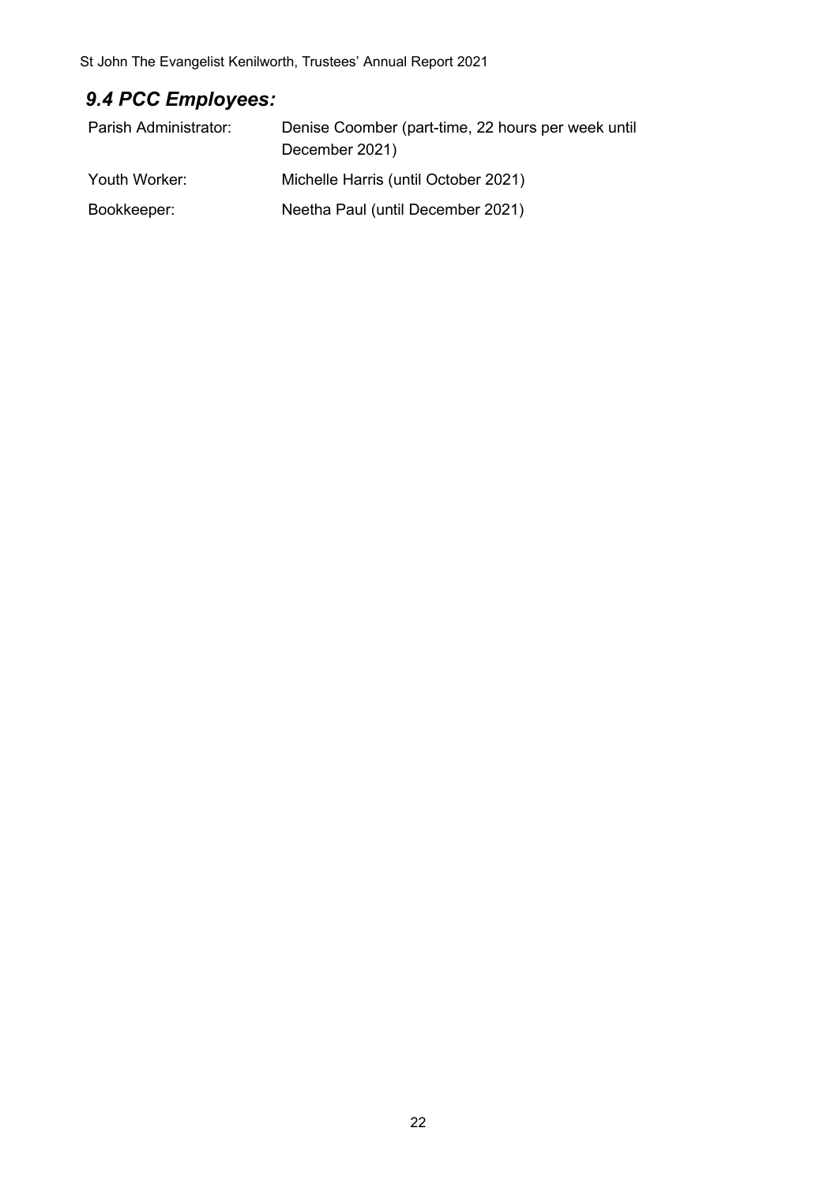## *9.4 PCC Employees:*

| | |
|---|---|
| Parish Administrator: | Denise Coomber (part-time, 22 hours per week until December 2021) |
| Youth Worker: | Michelle Harris (until October 2021) |
| Bookkeeper: | Neetha Paul (until December 2021) |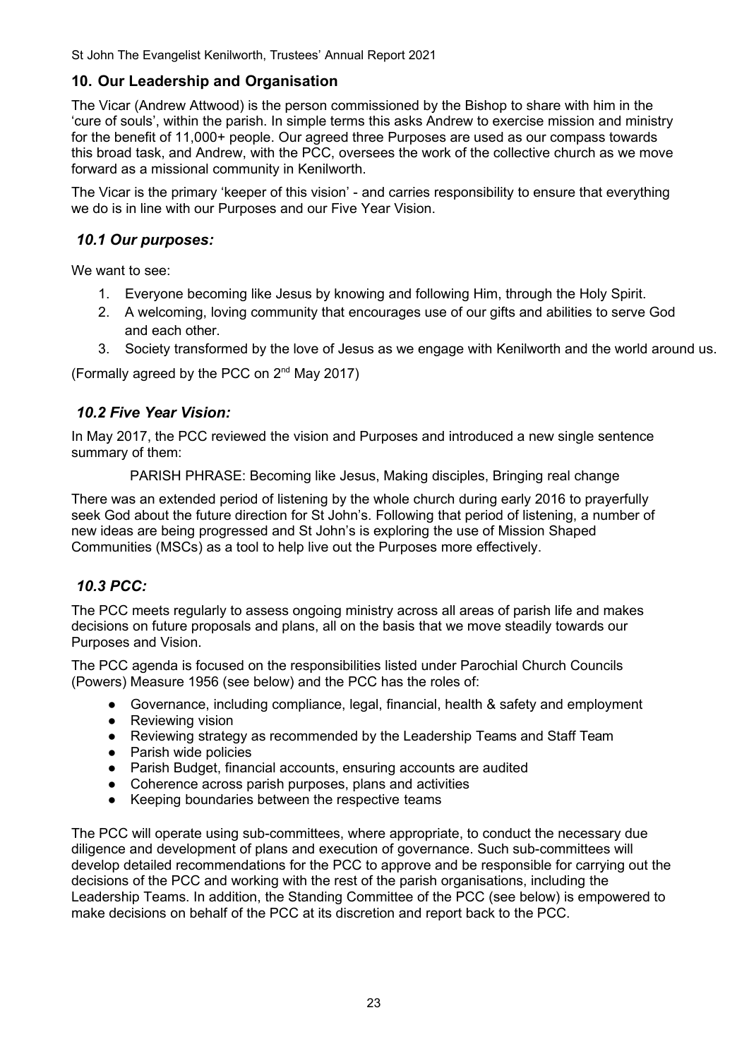## 10. Our Leadership and Organisation

The Vicar (Andrew Attwood) is the person commissioned by the Bishop to share with him in the 'cure of souls', within the parish. In simple terms this asks Andrew to exercise mission and ministry for the benefit of 11,000+ people. Our agreed three Purposes are used as our compass towards this broad task, and Andrew, with the PCC, oversees the work of the collective church as we move forward as a missional community in Kenilworth.

The Vicar is the primary 'keeper of this vision' - and carries responsibility to ensure that everything we do is in line with our Purposes and our Five Year Vision.

### *10.1 Our purposes:*

We want to see:

1. Everyone becoming like Jesus by knowing and following Him, through the Holy Spirit.
2. A welcoming, loving community that encourages use of our gifts and abilities to serve God and each other.
3. Society transformed by the love of Jesus as we engage with Kenilworth and the world around us.

(Formally agreed by the PCC on 2nd May 2017)

### *10.2 Five Year Vision:*

In May 2017, the PCC reviewed the vision and Purposes and introduced a new single sentence summary of them:

PARISH PHRASE: Becoming like Jesus, Making disciples, Bringing real change

There was an extended period of listening by the whole church during early 2016 to prayerfully seek God about the future direction for St John's. Following that period of listening, a number of new ideas are being progressed and St John's is exploring the use of Mission Shaped Communities (MSCs) as a tool to help live out the Purposes more effectively.

### *10.3 PCC:*

The PCC meets regularly to assess ongoing ministry across all areas of parish life and makes decisions on future proposals and plans, all on the basis that we move steadily towards our Purposes and Vision.

The PCC agenda is focused on the responsibilities listed under Parochial Church Councils (Powers) Measure 1956 (see below) and the PCC has the roles of:

- Governance, including compliance, legal, financial, health & safety and employment
- Reviewing vision
- Reviewing strategy as recommended by the Leadership Teams and Staff Team
- Parish wide policies
- Parish Budget, financial accounts, ensuring accounts are audited
- Coherence across parish purposes, plans and activities
- Keeping boundaries between the respective teams

The PCC will operate using sub-committees, where appropriate, to conduct the necessary due diligence and development of plans and execution of governance. Such sub-committees will develop detailed recommendations for the PCC to approve and be responsible for carrying out the decisions of the PCC and working with the rest of the parish organisations, including the Leadership Teams. In addition, the Standing Committee of the PCC (see below) is empowered to make decisions on behalf of the PCC at its discretion and report back to the PCC.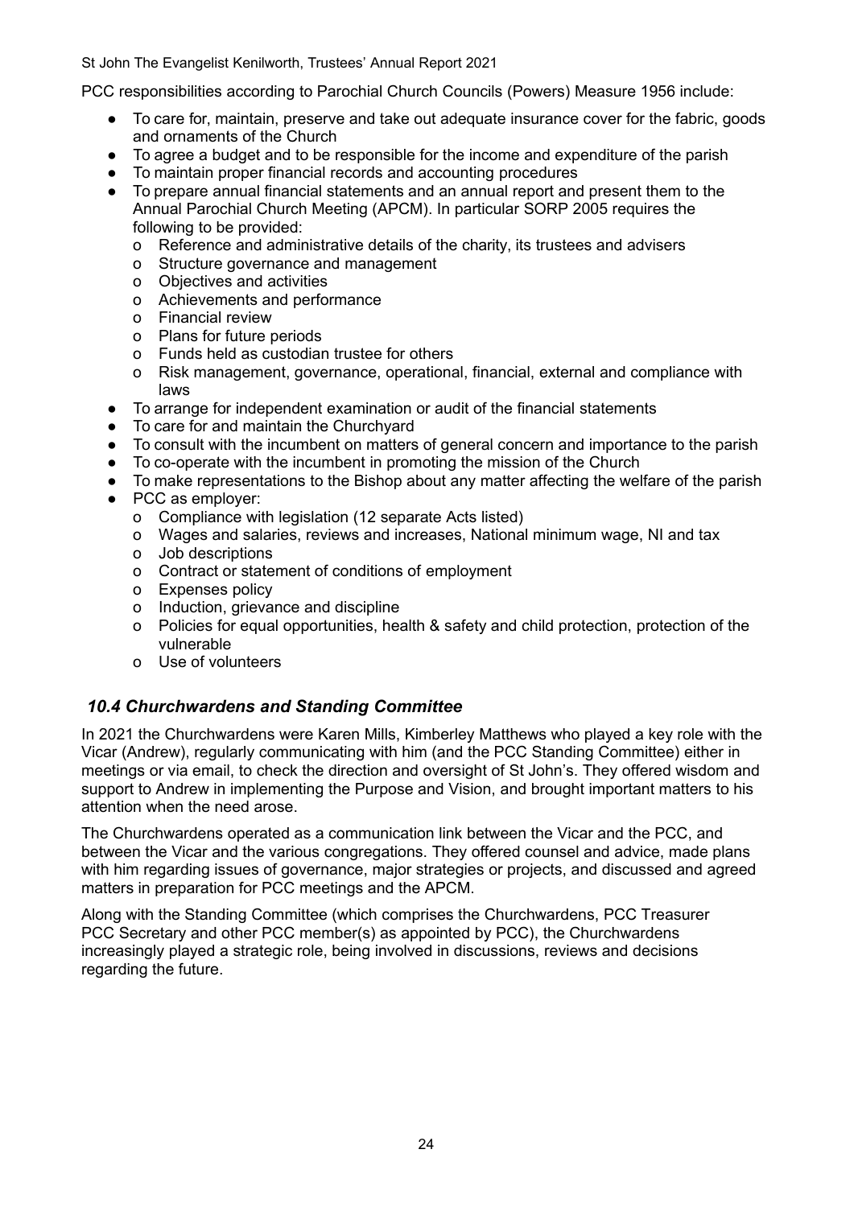PCC responsibilities according to Parochial Church Councils (Powers) Measure 1956 include:

- To care for, maintain, preserve and take out adequate insurance cover for the fabric, goods and ornaments of the Church
- To agree a budget and to be responsible for the income and expenditure of the parish
- To maintain proper financial records and accounting procedures
- To prepare annual financial statements and an annual report and present them to the Annual Parochial Church Meeting (APCM). In particular SORP 2005 requires the following to be provided:
  - Reference and administrative details of the charity, its trustees and advisers
  - Structure governance and management
  - Objectives and activities
  - Achievements and performance
  - Financial review
  - Plans for future periods
  - Funds held as custodian trustee for others
  - Risk management, governance, operational, financial, external and compliance with laws
- To arrange for independent examination or audit of the financial statements
- To care for and maintain the Churchyard
- To consult with the incumbent on matters of general concern and importance to the parish
- To co-operate with the incumbent in promoting the mission of the Church
- To make representations to the Bishop about any matter affecting the welfare of the parish
- PCC as employer:
  - Compliance with legislation (12 separate Acts listed)
  - Wages and salaries, reviews and increases, National minimum wage, NI and tax
  - Job descriptions
  - Contract or statement of conditions of employment
  - Expenses policy
  - Induction, grievance and discipline
  - Policies for equal opportunities, health & safety and child protection, protection of the vulnerable
  - Use of volunteers

### *10.4 Churchwardens and Standing Committee*

In 2021 the Churchwardens were Karen Mills, Kimberley Matthews who played a key role with the Vicar (Andrew), regularly communicating with him (and the PCC Standing Committee) either in meetings or via email, to check the direction and oversight of St John's. They offered wisdom and support to Andrew in implementing the Purpose and Vision, and brought important matters to his attention when the need arose.

The Churchwardens operated as a communication link between the Vicar and the PCC, and between the Vicar and the various congregations. They offered counsel and advice, made plans with him regarding issues of governance, major strategies or projects, and discussed and agreed matters in preparation for PCC meetings and the APCM.

Along with the Standing Committee (which comprises the Churchwardens, PCC Treasurer PCC Secretary and other PCC member(s) as appointed by PCC), the Churchwardens increasingly played a strategic role, being involved in discussions, reviews and decisions regarding the future.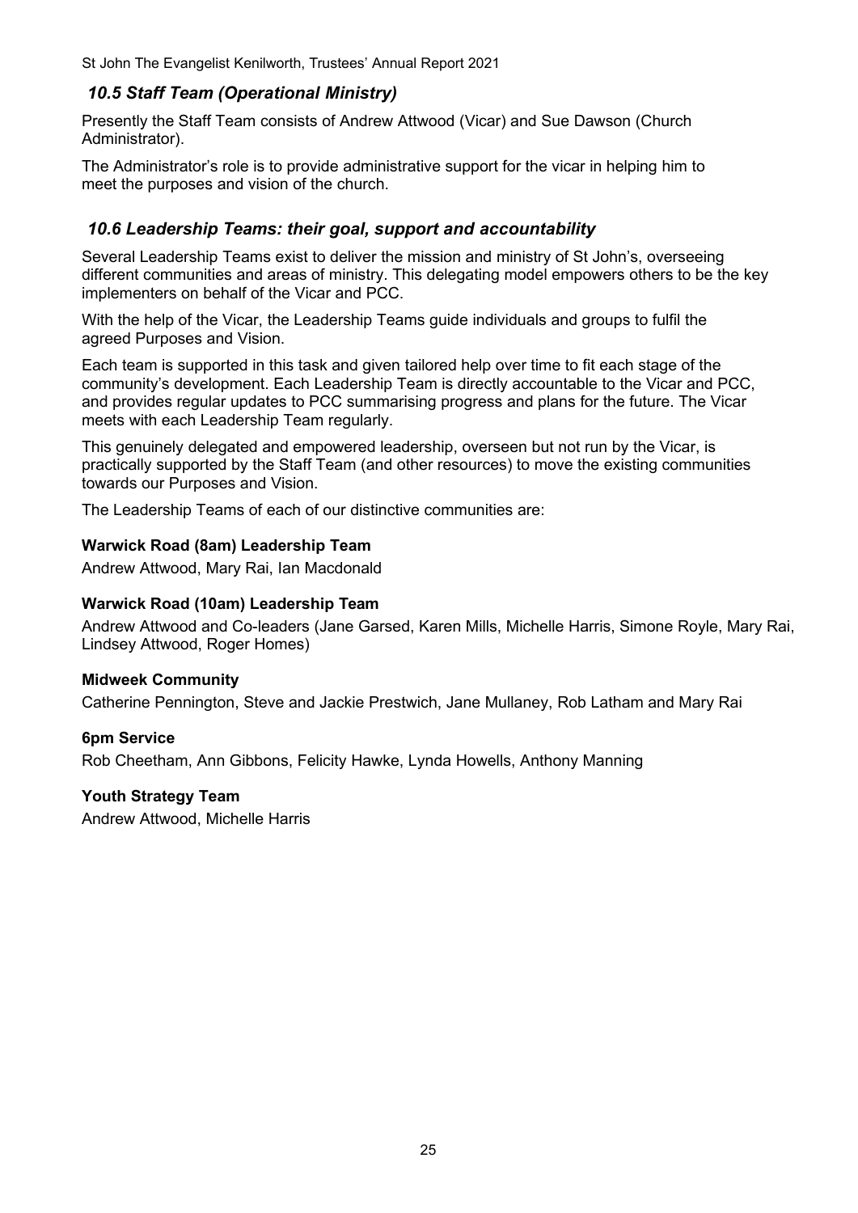## *10.5 Staff Team (Operational Ministry)*

Presently the Staff Team consists of Andrew Attwood (Vicar) and Sue Dawson (Church Administrator).

The Administrator's role is to provide administrative support for the vicar in helping him to meet the purposes and vision of the church.

## *10.6 Leadership Teams: their goal, support and accountability*

Several Leadership Teams exist to deliver the mission and ministry of St John's, overseeing different communities and areas of ministry. This delegating model empowers others to be the key implementers on behalf of the Vicar and PCC.

With the help of the Vicar, the Leadership Teams guide individuals and groups to fulfil the agreed Purposes and Vision.

Each team is supported in this task and given tailored help over time to fit each stage of the community's development. Each Leadership Team is directly accountable to the Vicar and PCC, and provides regular updates to PCC summarising progress and plans for the future. The Vicar meets with each Leadership Team regularly.

This genuinely delegated and empowered leadership, overseen but not run by the Vicar, is practically supported by the Staff Team (and other resources) to move the existing communities towards our Purposes and Vision.

The Leadership Teams of each of our distinctive communities are:

**Warwick Road (8am) Leadership Team**

Andrew Attwood, Mary Rai, Ian Macdonald

**Warwick Road (10am) Leadership Team**

Andrew Attwood and Co-leaders (Jane Garsed, Karen Mills, Michelle Harris, Simone Royle, Mary Rai, Lindsey Attwood, Roger Homes)

**Midweek Community**

Catherine Pennington, Steve and Jackie Prestwich, Jane Mullaney, Rob Latham and Mary Rai

**6pm Service**

Rob Cheetham, Ann Gibbons, Felicity Hawke, Lynda Howells, Anthony Manning

**Youth Strategy Team**

Andrew Attwood, Michelle Harris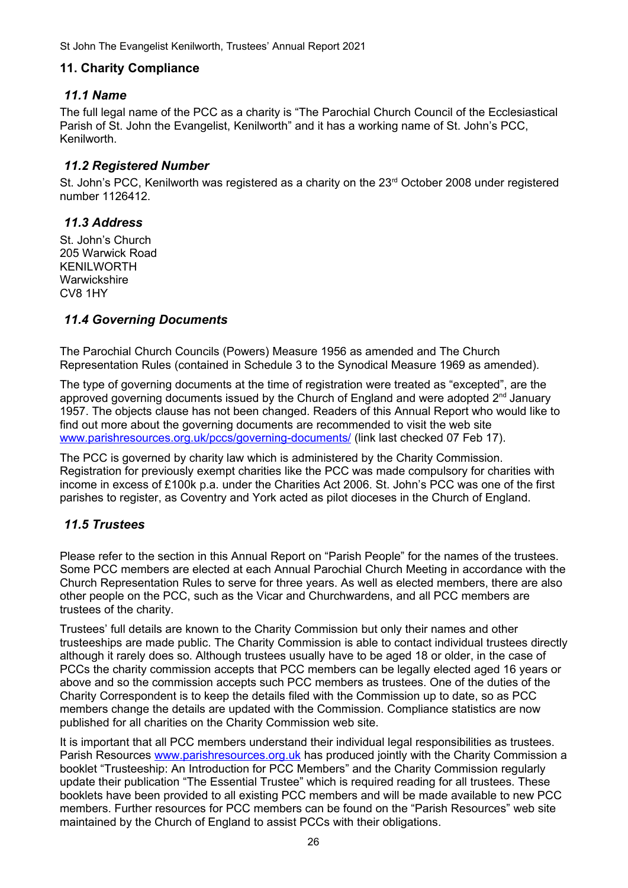## 11. Charity Compliance

### *11.1 Name*

The full legal name of the PCC as a charity is "The Parochial Church Council of the Ecclesiastical Parish of St. John the Evangelist, Kenilworth" and it has a working name of St. John's PCC, Kenilworth.

### *11.2 Registered Number*

St. John's PCC, Kenilworth was registered as a charity on the 23rd October 2008 under registered number 1126412.

### *11.3 Address*

St. John's Church
205 Warwick Road
KENILWORTH
Warwickshire
CV8 1HY

### *11.4 Governing Documents*

The Parochial Church Councils (Powers) Measure 1956 as amended and The Church Representation Rules (contained in Schedule 3 to the Synodical Measure 1969 as amended).

The type of governing documents at the time of registration were treated as "excepted", are the approved governing documents issued by the Church of England and were adopted 2nd January 1957. The objects clause has not been changed. Readers of this Annual Report who would like to find out more about the governing documents are recommended to visit the web site www.parishresources.org.uk/pccs/governing-documents/ (link last checked 07 Feb 17).

The PCC is governed by charity law which is administered by the Charity Commission. Registration for previously exempt charities like the PCC was made compulsory for charities with income in excess of £100k p.a. under the Charities Act 2006. St. John's PCC was one of the first parishes to register, as Coventry and York acted as pilot dioceses in the Church of England.

### *11.5 Trustees*

Please refer to the section in this Annual Report on "Parish People" for the names of the trustees. Some PCC members are elected at each Annual Parochial Church Meeting in accordance with the Church Representation Rules to serve for three years. As well as elected members, there are also other people on the PCC, such as the Vicar and Churchwardens, and all PCC members are trustees of the charity.

Trustees' full details are known to the Charity Commission but only their names and other trusteeships are made public. The Charity Commission is able to contact individual trustees directly although it rarely does so. Although trustees usually have to be aged 18 or older, in the case of PCCs the charity commission accepts that PCC members can be legally elected aged 16 years or above and so the commission accepts such PCC members as trustees. One of the duties of the Charity Correspondent is to keep the details filed with the Commission up to date, so as PCC members change the details are updated with the Commission. Compliance statistics are now published for all charities on the Charity Commission web site.

It is important that all PCC members understand their individual legal responsibilities as trustees. Parish Resources www.parishresources.org.uk has produced jointly with the Charity Commission a booklet "Trusteeship: An Introduction for PCC Members" and the Charity Commission regularly update their publication "The Essential Trustee" which is required reading for all trustees. These booklets have been provided to all existing PCC members and will be made available to new PCC members. Further resources for PCC members can be found on the "Parish Resources" web site maintained by the Church of England to assist PCCs with their obligations.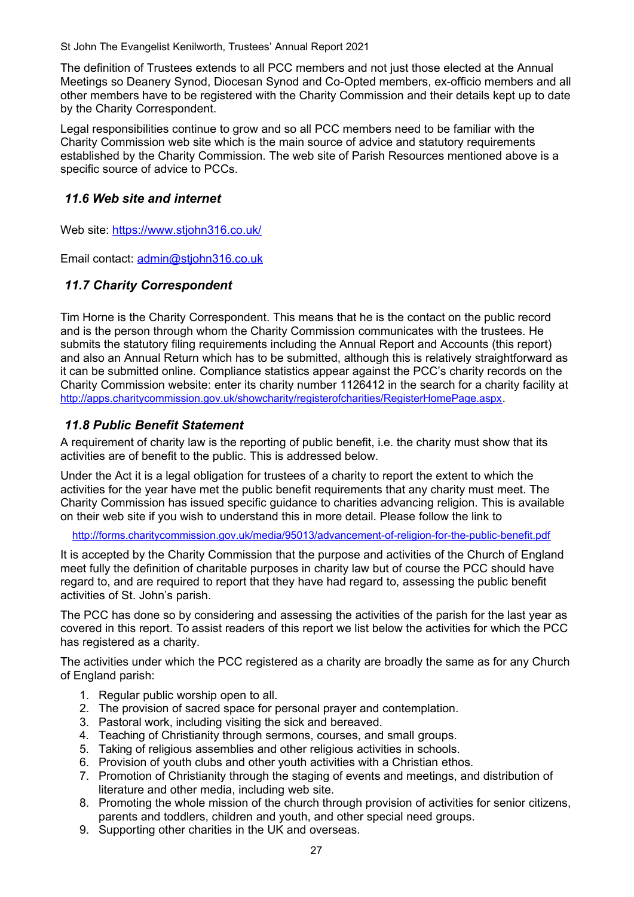The definition of Trustees extends to all PCC members and not just those elected at the Annual Meetings so Deanery Synod, Diocesan Synod and Co-Opted members, ex-officio members and all other members have to be registered with the Charity Commission and their details kept up to date by the Charity Correspondent.

Legal responsibilities continue to grow and so all PCC members need to be familiar with the Charity Commission web site which is the main source of advice and statutory requirements established by the Charity Commission. The web site of Parish Resources mentioned above is a specific source of advice to PCCs.

### *11.6 Web site and internet*

Web site: [https://www.stjohn316.co.uk/](https://www.stjohn316.co.uk/)

Email contact: [admin@stjohn316.co.uk](mailto:admin@stjohn316.co.uk)

### *11.7 Charity Correspondent*

Tim Horne is the Charity Correspondent. This means that he is the contact on the public record and is the person through whom the Charity Commission communicates with the trustees. He submits the statutory filing requirements including the Annual Report and Accounts (this report) and also an Annual Return which has to be submitted, although this is relatively straightforward as it can be submitted online. Compliance statistics appear against the PCC's charity records on the Charity Commission website: enter its charity number 1126412 in the search for a charity facility at [http://apps.charitycommission.gov.uk/showcharity/registerofcharities/RegisterHomePage.aspx](http://apps.charitycommission.gov.uk/showcharity/registerofcharities/RegisterHomePage.aspx).

### *11.8 Public Benefit Statement*

A requirement of charity law is the reporting of public benefit, i.e. the charity must show that its activities are of benefit to the public. This is addressed below.

Under the Act it is a legal obligation for trustees of a charity to report the extent to which the activities for the year have met the public benefit requirements that any charity must meet. The Charity Commission has issued specific guidance to charities advancing religion. This is available on their web site if you wish to understand this in more detail. Please follow the link to

[http://forms.charitycommission.gov.uk/media/95013/advancement-of-religion-for-the-public-benefit.pdf](http://forms.charitycommission.gov.uk/media/95013/advancement-of-religion-for-the-public-benefit.pdf)

It is accepted by the Charity Commission that the purpose and activities of the Church of England meet fully the definition of charitable purposes in charity law but of course the PCC should have regard to, and are required to report that they have had regard to, assessing the public benefit activities of St. John's parish.

The PCC has done so by considering and assessing the activities of the parish for the last year as covered in this report. To assist readers of this report we list below the activities for which the PCC has registered as a charity.

The activities under which the PCC registered as a charity are broadly the same as for any Church of England parish:

1. Regular public worship open to all.
2. The provision of sacred space for personal prayer and contemplation.
3. Pastoral work, including visiting the sick and bereaved.
4. Teaching of Christianity through sermons, courses, and small groups.
5. Taking of religious assemblies and other religious activities in schools.
6. Provision of youth clubs and other youth activities with a Christian ethos.
7. Promotion of Christianity through the staging of events and meetings, and distribution of literature and other media, including web site.
8. Promoting the whole mission of the church through provision of activities for senior citizens, parents and toddlers, children and youth, and other special need groups.
9. Supporting other charities in the UK and overseas.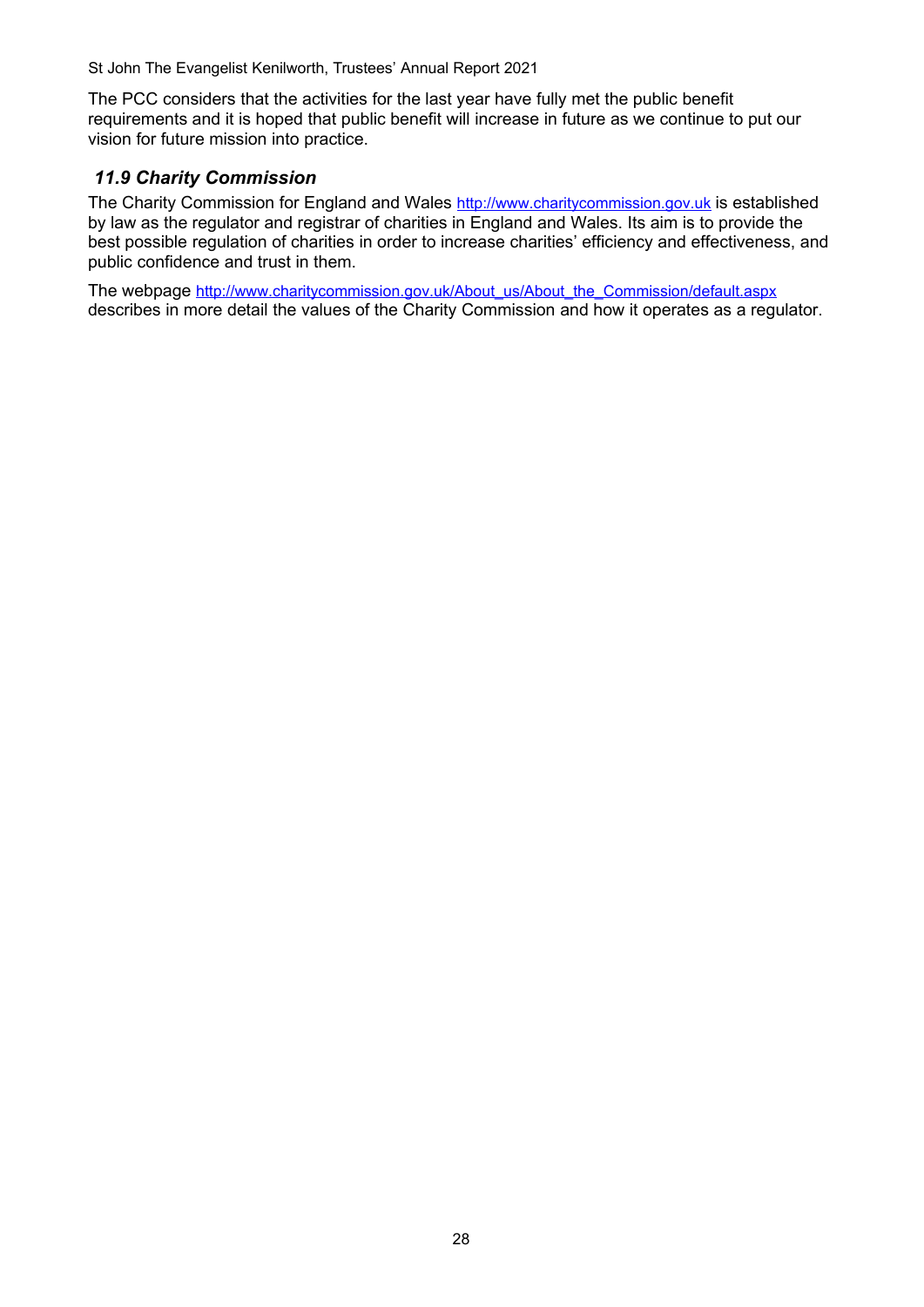The PCC considers that the activities for the last year have fully met the public benefit requirements and it is hoped that public benefit will increase in future as we continue to put our vision for future mission into practice.

### *11.9 Charity Commission*

The Charity Commission for England and Wales http://www.charitycommission.gov.uk is established by law as the regulator and registrar of charities in England and Wales. Its aim is to provide the best possible regulation of charities in order to increase charities' efficiency and effectiveness, and public confidence and trust in them.

The webpage http://www.charitycommission.gov.uk/About_us/About_the_Commission/default.aspx describes in more detail the values of the Charity Commission and how it operates as a regulator.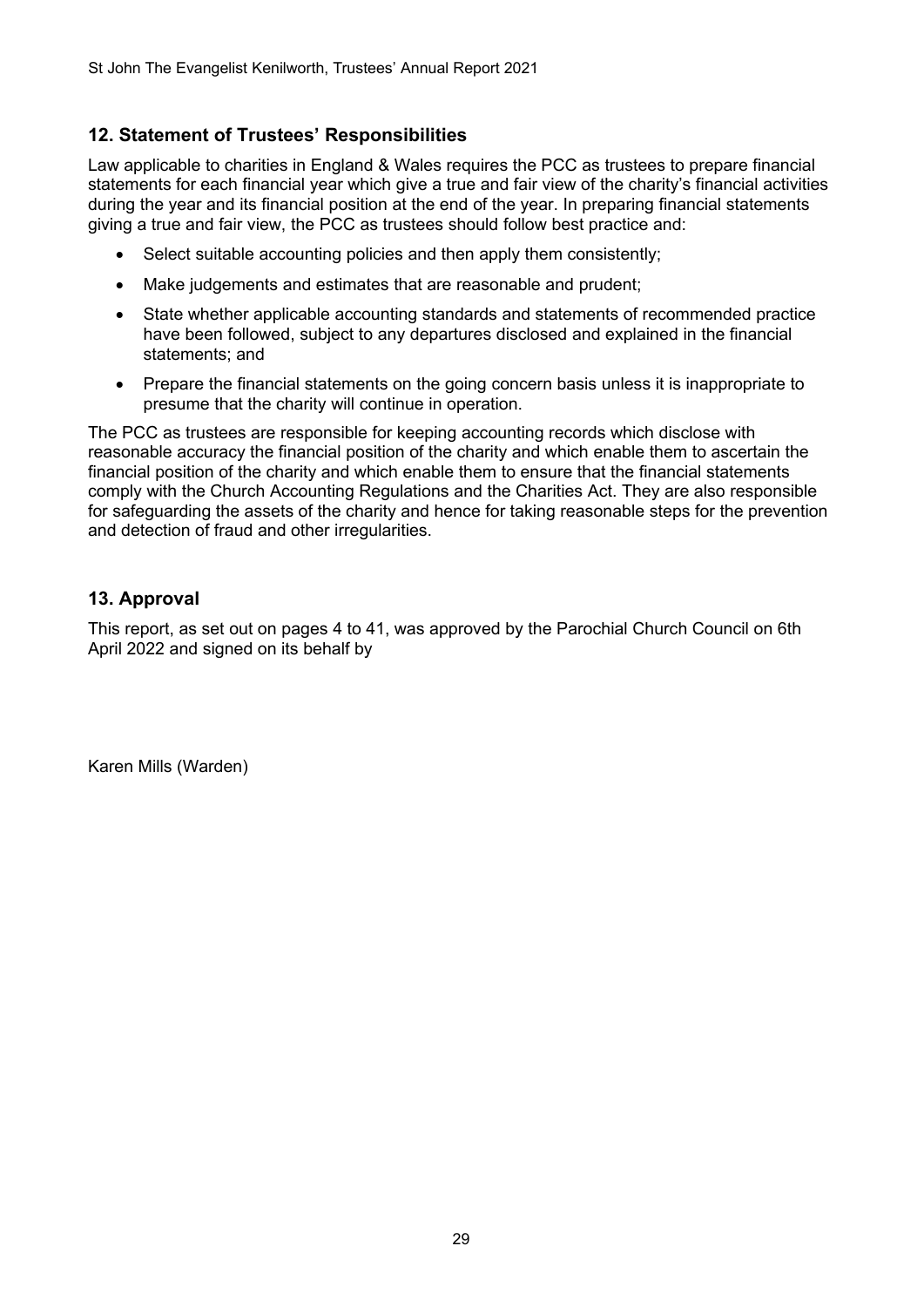## 12. Statement of Trustees' Responsibilities

Law applicable to charities in England & Wales requires the PCC as trustees to prepare financial statements for each financial year which give a true and fair view of the charity's financial activities during the year and its financial position at the end of the year. In preparing financial statements giving a true and fair view, the PCC as trustees should follow best practice and:

- Select suitable accounting policies and then apply them consistently;
- Make judgements and estimates that are reasonable and prudent;
- State whether applicable accounting standards and statements of recommended practice have been followed, subject to any departures disclosed and explained in the financial statements; and
- Prepare the financial statements on the going concern basis unless it is inappropriate to presume that the charity will continue in operation.

The PCC as trustees are responsible for keeping accounting records which disclose with reasonable accuracy the financial position of the charity and which enable them to ascertain the financial position of the charity and which enable them to ensure that the financial statements comply with the Church Accounting Regulations and the Charities Act. They are also responsible for safeguarding the assets of the charity and hence for taking reasonable steps for the prevention and detection of fraud and other irregularities.

## 13. Approval

This report, as set out on pages 4 to 41, was approved by the Parochial Church Council on 6th April 2022 and signed on its behalf by

Karen Mills (Warden)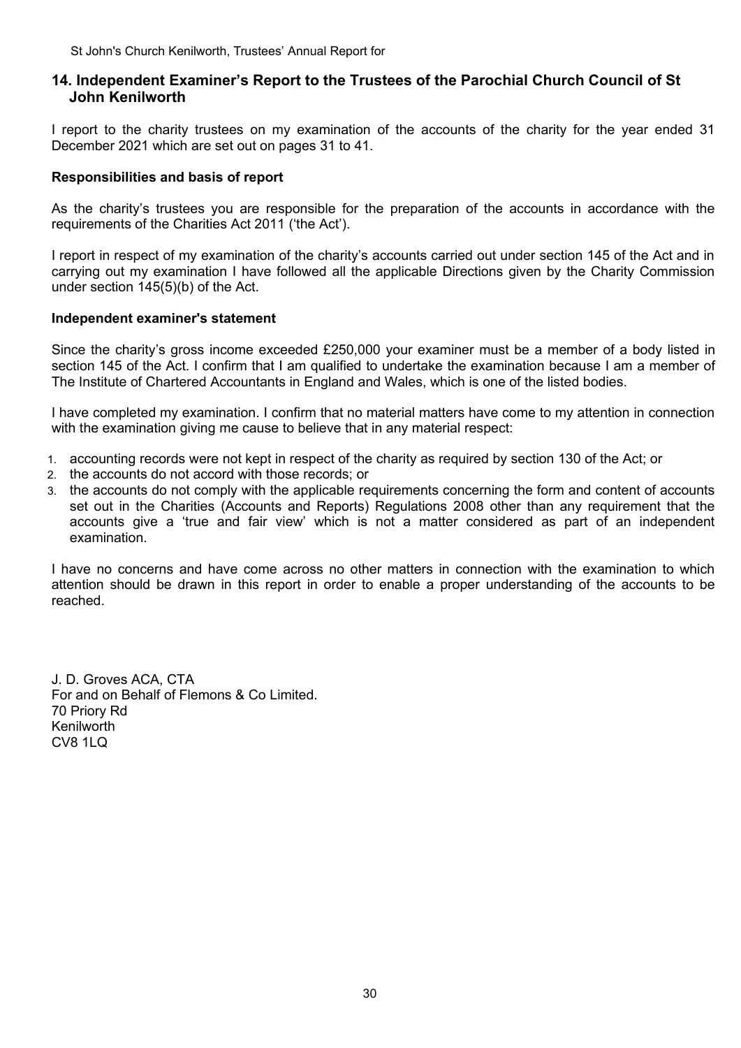## 14. Independent Examiner's Report to the Trustees of the Parochial Church Council of St John Kenilworth

I report to the charity trustees on my examination of the accounts of the charity for the year ended 31 December 2021 which are set out on pages 31 to 41.

**Responsibilities and basis of report**

As the charity's trustees you are responsible for the preparation of the accounts in accordance with the requirements of the Charities Act 2011 ('the Act').

I report in respect of my examination of the charity's accounts carried out under section 145 of the Act and in carrying out my examination I have followed all the applicable Directions given by the Charity Commission under section 145(5)(b) of the Act.

**Independent examiner's statement**

Since the charity's gross income exceeded £250,000 your examiner must be a member of a body listed in section 145 of the Act. I confirm that I am qualified to undertake the examination because I am a member of The Institute of Chartered Accountants in England and Wales, which is one of the listed bodies.

I have completed my examination. I confirm that no material matters have come to my attention in connection with the examination giving me cause to believe that in any material respect:

1. accounting records were not kept in respect of the charity as required by section 130 of the Act; or
2. the accounts do not accord with those records; or
3. the accounts do not comply with the applicable requirements concerning the form and content of accounts set out in the Charities (Accounts and Reports) Regulations 2008 other than any requirement that the accounts give a 'true and fair view' which is not a matter considered as part of an independent examination.

I have no concerns and have come across no other matters in connection with the examination to which attention should be drawn in this report in order to enable a proper understanding of the accounts to be reached.

J. D. Groves ACA, CTA
For and on Behalf of Flemons & Co Limited.
70 Priory Rd
Kenilworth
CV8 1LQ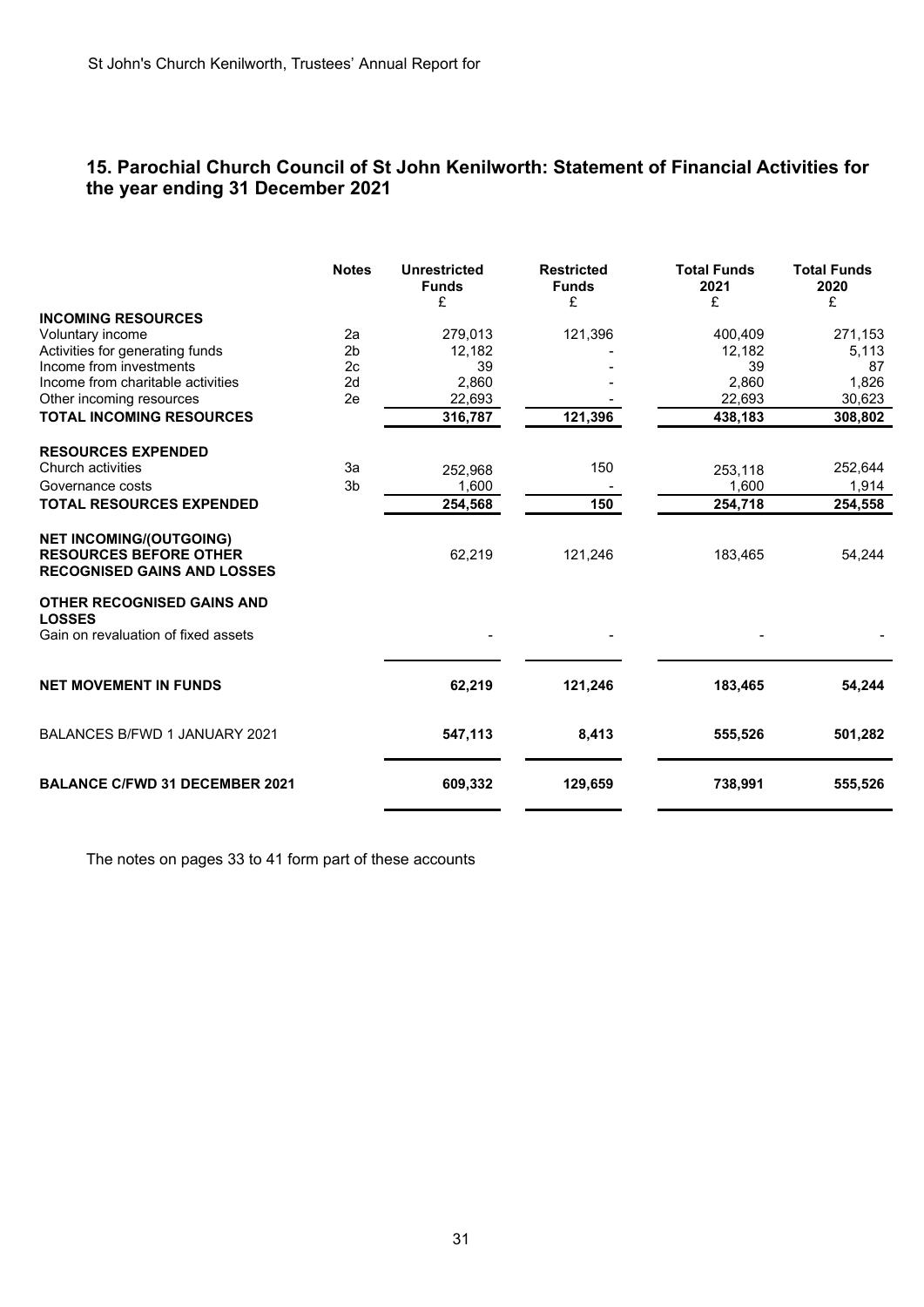## 15. Parochial Church Council of St John Kenilworth: Statement of Financial Activities for the year ending 31 December 2021

| | Notes | Unrestricted Funds £ | Restricted Funds £ | Total Funds 2021 £ | Total Funds 2020 £ |
|---|---|---|---|---|---|
| **INCOMING RESOURCES** | | | | | |
| Voluntary income | 2a | 279,013 | 121,396 | 400,409 | 271,153 |
| Activities for generating funds | 2b | 12,182 | - | 12,182 | 5,113 |
| Income from investments | 2c | 39 | - | 39 | 87 |
| Income from charitable activities | 2d | 2,860 | - | 2,860 | 1,826 |
| Other incoming resources | 2e | 22,693 | - | 22,693 | 30,623 |
| **TOTAL INCOMING RESOURCES** | | **316,787** | **121,396** | **438,183** | **308,802** |
| **RESOURCES EXPENDED** | | | | | |
| Church activities | 3a | 252,968 | 150 | 253,118 | 252,644 |
| Governance costs | 3b | 1,600 | - | 1,600 | 1,914 |
| **TOTAL RESOURCES EXPENDED** | | **254,568** | **150** | **254,718** | **254,558** |
| **NET INCOMING/(OUTGOING) RESOURCES BEFORE OTHER RECOGNISED GAINS AND LOSSES** | | 62,219 | 121,246 | 183,465 | 54,244 |
| **OTHER RECOGNISED GAINS AND LOSSES** | | | | | |
| Gain on revaluation of fixed assets | | - | - | - | - |
| **NET MOVEMENT IN FUNDS** | | **62,219** | **121,246** | **183,465** | **54,244** |
| BALANCES B/FWD 1 JANUARY 2021 | | **547,113** | **8,413** | **555,526** | **501,282** |
| **BALANCE C/FWD 31 DECEMBER 2021** | | **609,332** | **129,659** | **738,991** | **555,526** |

The notes on pages 33 to 41 form part of these accounts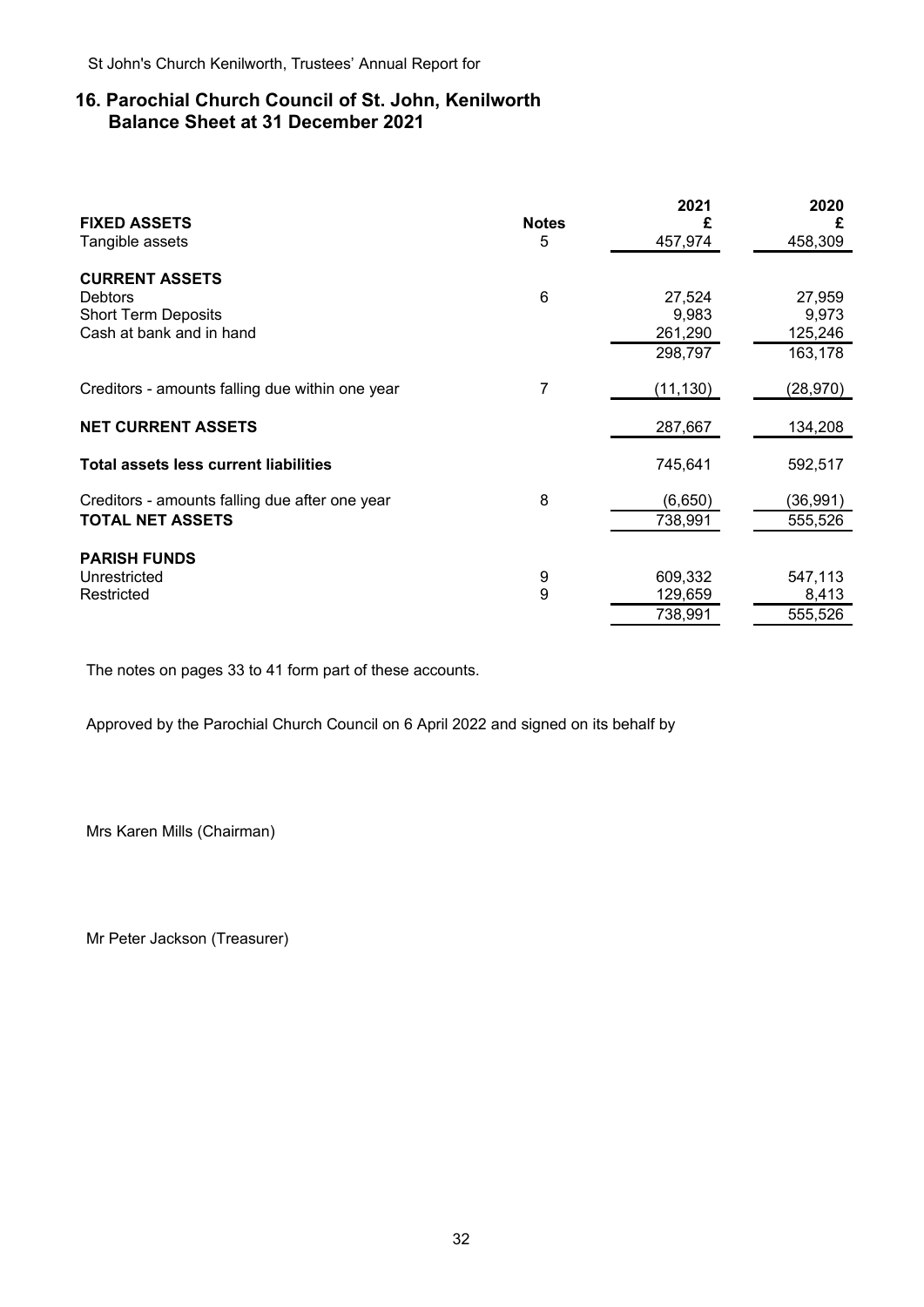## 16. Parochial Church Council of St. John, Kenilworth
## Balance Sheet at 31 December 2021

| | Notes | 2021 £ | 2020 £ |
|---|---|---|---|
| **FIXED ASSETS** | | | |
| Tangible assets | 5 | 457,974 | 458,309 |
| **CURRENT ASSETS** | | | |
| Debtors | 6 | 27,524 | 27,959 |
| Short Term Deposits | | 9,983 | 9,973 |
| Cash at bank and in hand | | 261,290 | 125,246 |
| | | 298,797 | 163,178 |
| Creditors - amounts falling due within one year | 7 | (11,130) | (28,970) |
| **NET CURRENT ASSETS** | | 287,667 | 134,208 |
| **Total assets less current liabilities** | | 745,641 | 592,517 |
| Creditors - amounts falling due after one year | 8 | (6,650) | (36,991) |
| **TOTAL NET ASSETS** | | 738,991 | 555,526 |
| **PARISH FUNDS** | | | |
| Unrestricted | 9 | 609,332 | 547,113 |
| Restricted | 9 | 129,659 | 8,413 |
| | | 738,991 | 555,526 |

The notes on pages 33 to 41 form part of these accounts.

Approved by the Parochial Church Council on 6 April 2022 and signed on its behalf by

Mrs Karen Mills (Chairman)

Mr Peter Jackson (Treasurer)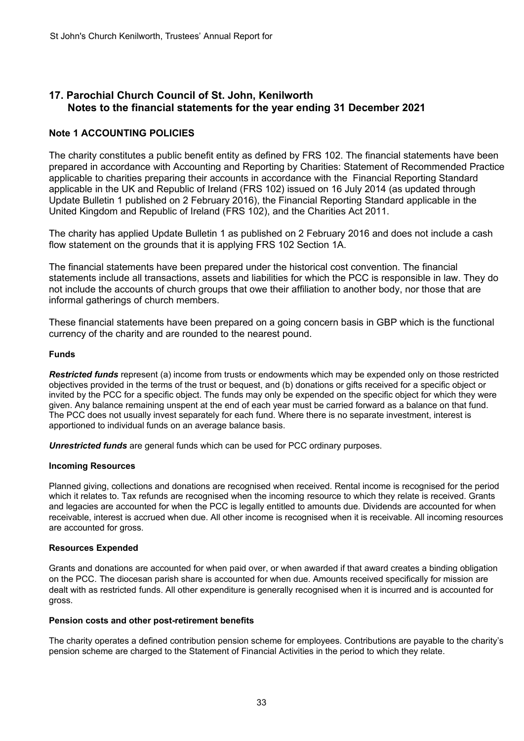## 17. Parochial Church Council of St. John, Kenilworth
### Notes to the financial statements for the year ending 31 December 2021

### Note 1 ACCOUNTING POLICIES

The charity constitutes a public benefit entity as defined by FRS 102. The financial statements have been prepared in accordance with Accounting and Reporting by Charities: Statement of Recommended Practice applicable to charities preparing their accounts in accordance with the Financial Reporting Standard applicable in the UK and Republic of Ireland (FRS 102) issued on 16 July 2014 (as updated through Update Bulletin 1 published on 2 February 2016), the Financial Reporting Standard applicable in the United Kingdom and Republic of Ireland (FRS 102), and the Charities Act 2011.

The charity has applied Update Bulletin 1 as published on 2 February 2016 and does not include a cash flow statement on the grounds that it is applying FRS 102 Section 1A.

The financial statements have been prepared under the historical cost convention. The financial statements include all transactions, assets and liabilities for which the PCC is responsible in law. They do not include the accounts of church groups that owe their affiliation to another body, nor those that are informal gatherings of church members.

These financial statements have been prepared on a going concern basis in GBP which is the functional currency of the charity and are rounded to the nearest pound.

#### Funds

***Restricted funds*** represent (a) income from trusts or endowments which may be expended only on those restricted objectives provided in the terms of the trust or bequest, and (b) donations or gifts received for a specific object or invited by the PCC for a specific object. The funds may only be expended on the specific object for which they were given. Any balance remaining unspent at the end of each year must be carried forward as a balance on that fund. The PCC does not usually invest separately for each fund. Where there is no separate investment, interest is apportioned to individual funds on an average balance basis.

***Unrestricted funds*** are general funds which can be used for PCC ordinary purposes.

#### Incoming Resources

Planned giving, collections and donations are recognised when received. Rental income is recognised for the period which it relates to. Tax refunds are recognised when the incoming resource to which they relate is received. Grants and legacies are accounted for when the PCC is legally entitled to amounts due. Dividends are accounted for when receivable, interest is accrued when due. All other income is recognised when it is receivable. All incoming resources are accounted for gross.

#### Resources Expended

Grants and donations are accounted for when paid over, or when awarded if that award creates a binding obligation on the PCC. The diocesan parish share is accounted for when due. Amounts received specifically for mission are dealt with as restricted funds. All other expenditure is generally recognised when it is incurred and is accounted for gross.

#### Pension costs and other post-retirement benefits

The charity operates a defined contribution pension scheme for employees. Contributions are payable to the charity's pension scheme are charged to the Statement of Financial Activities in the period to which they relate.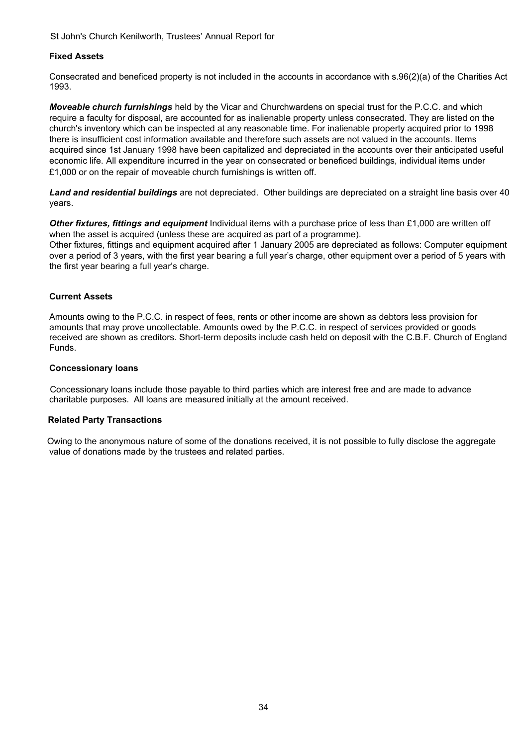### Fixed Assets

Consecrated and beneficed property is not included in the accounts in accordance with s.96(2)(a) of the Charities Act 1993.

***Moveable church furnishings*** held by the Vicar and Churchwardens on special trust for the P.C.C. and which require a faculty for disposal, are accounted for as inalienable property unless consecrated. They are listed on the church's inventory which can be inspected at any reasonable time. For inalienable property acquired prior to 1998 there is insufficient cost information available and therefore such assets are not valued in the accounts. Items acquired since 1st January 1998 have been capitalized and depreciated in the accounts over their anticipated useful economic life. All expenditure incurred in the year on consecrated or beneficed buildings, individual items under £1,000 or on the repair of moveable church furnishings is written off.

***Land and residential buildings*** are not depreciated. Other buildings are depreciated on a straight line basis over 40 years.

***Other fixtures, fittings and equipment*** Individual items with a purchase price of less than £1,000 are written off when the asset is acquired (unless these are acquired as part of a programme).
Other fixtures, fittings and equipment acquired after 1 January 2005 are depreciated as follows: Computer equipment over a period of 3 years, with the first year bearing a full year's charge, other equipment over a period of 5 years with the first year bearing a full year's charge.

### Current Assets

Amounts owing to the P.C.C. in respect of fees, rents or other income are shown as debtors less provision for amounts that may prove uncollectable. Amounts owed by the P.C.C. in respect of services provided or goods received are shown as creditors. Short-term deposits include cash held on deposit with the C.B.F. Church of England Funds.

### Concessionary loans

Concessionary loans include those payable to third parties which are interest free and are made to advance charitable purposes. All loans are measured initially at the amount received.

### Related Party Transactions

Owing to the anonymous nature of some of the donations received, it is not possible to fully disclose the aggregate value of donations made by the trustees and related parties.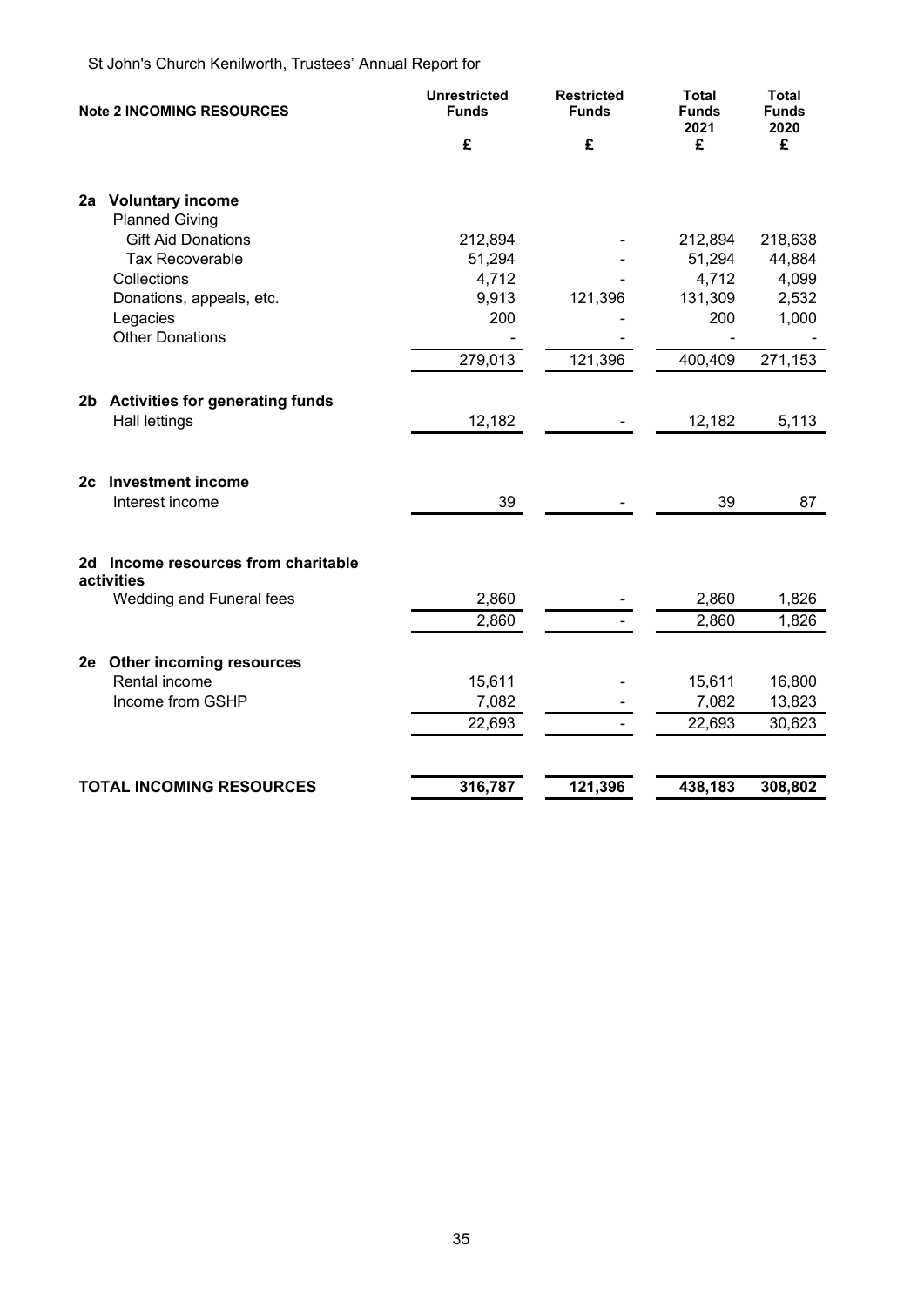St John's Church Kenilworth, Trustees' Annual Report for

| Note 2 INCOMING RESOURCES | Unrestricted Funds | Restricted Funds | Total Funds 2021 | Total Funds 2020 |
|---|---|---|---|---|
| | £ | £ | £ | £ |
| **2a Voluntary income** | | | | |
| Planned Giving | | | | |
| Gift Aid Donations | 212,894 | - | 212,894 | 218,638 |
| Tax Recoverable | 51,294 | - | 51,294 | 44,884 |
| Collections | 4,712 | - | 4,712 | 4,099 |
| Donations, appeals, etc. | 9,913 | 121,396 | 131,309 | 2,532 |
| Legacies | 200 | - | 200 | 1,000 |
| Other Donations | - | - | - | - |
| | 279,013 | 121,396 | 400,409 | 271,153 |
| **2b Activities for generating funds** | | | | |
| Hall lettings | 12,182 | - | 12,182 | 5,113 |
| **2c Investment income** | | | | |
| Interest income | 39 | - | 39 | 87 |
| **2d Income resources from charitable activities** | | | | |
| Wedding and Funeral fees | 2,860 | - | 2,860 | 1,826 |
| | 2,860 | - | 2,860 | 1,826 |
| **2e Other incoming resources** | | | | |
| Rental income | 15,611 | - | 15,611 | 16,800 |
| Income from GSHP | 7,082 | - | 7,082 | 13,823 |
| | 22,693 | - | 22,693 | 30,623 |
| **TOTAL INCOMING RESOURCES** | **316,787** | **121,396** | **438,183** | **308,802** |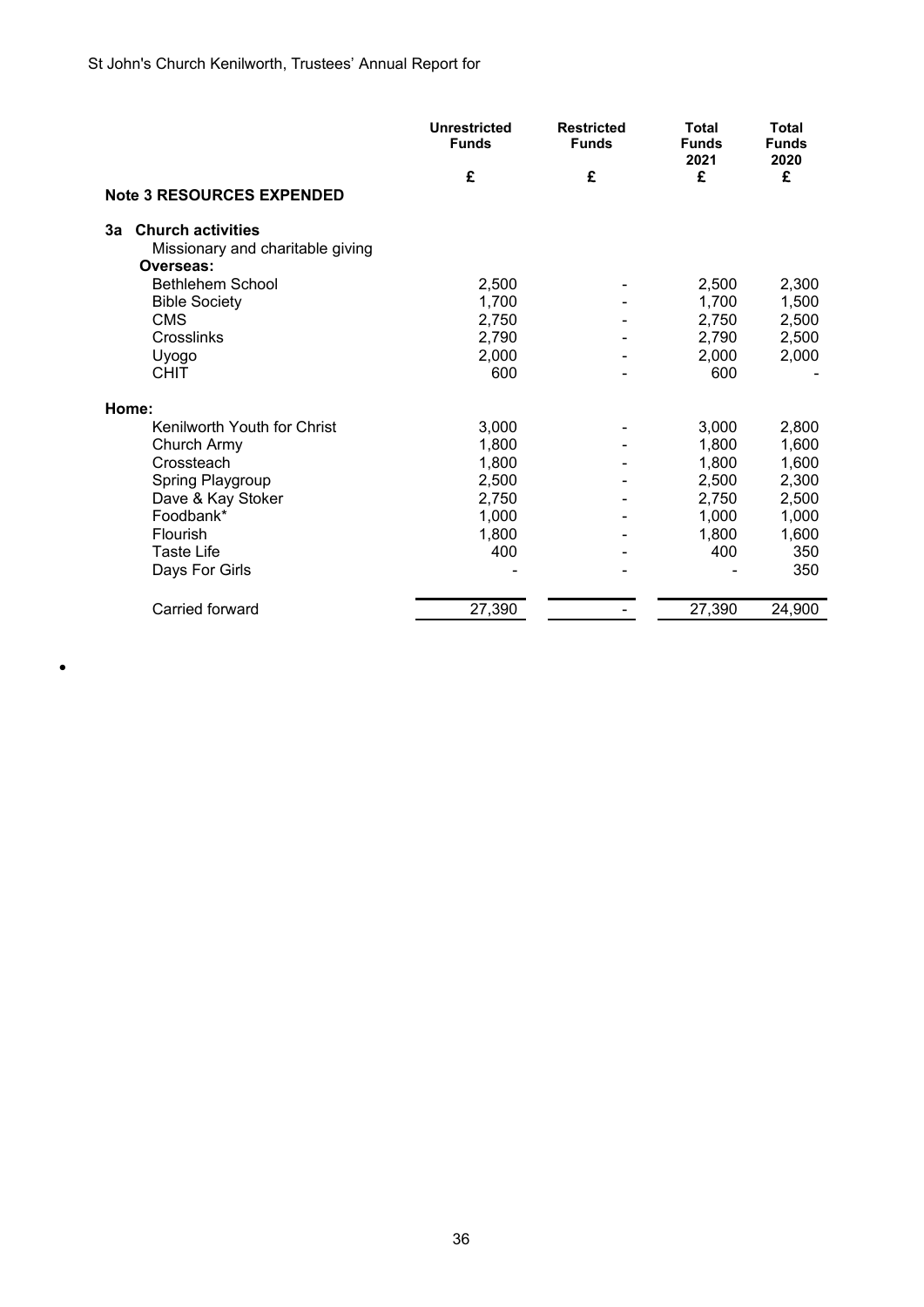|  | Unrestricted Funds | Restricted Funds | Total Funds 2021 | Total Funds 2020 |
|---|---|---|---|---|
|  | £ | £ | £ | £ |
| **Note 3 RESOURCES EXPENDED** |  |  |  |  |
| **3a Church activities** |  |  |  |  |
| Missionary and charitable giving |  |  |  |  |
| **Overseas:** |  |  |  |  |
| Bethlehem School | 2,500 | - | 2,500 | 2,300 |
| Bible Society | 1,700 | - | 1,700 | 1,500 |
| CMS | 2,750 | - | 2,750 | 2,500 |
| Crosslinks | 2,790 | - | 2,790 | 2,500 |
| Uyogo | 2,000 | - | 2,000 | 2,000 |
| CHIT | 600 | - | 600 | - |
| **Home:** |  |  |  |  |
| Kenilworth Youth for Christ | 3,000 | - | 3,000 | 2,800 |
| Church Army | 1,800 | - | 1,800 | 1,600 |
| Crossteach | 1,800 | - | 1,800 | 1,600 |
| Spring Playgroup | 2,500 | - | 2,500 | 2,300 |
| Dave & Kay Stoker | 2,750 | - | 2,750 | 2,500 |
| Foodbank* | 1,000 | - | 1,000 | 1,000 |
| Flourish | 1,800 | - | 1,800 | 1,600 |
| Taste Life | 400 | - | 400 | 350 |
| Days For Girls | - | - | - | 350 |
| Carried forward | 27,390 | - | 27,390 | 24,900 |

-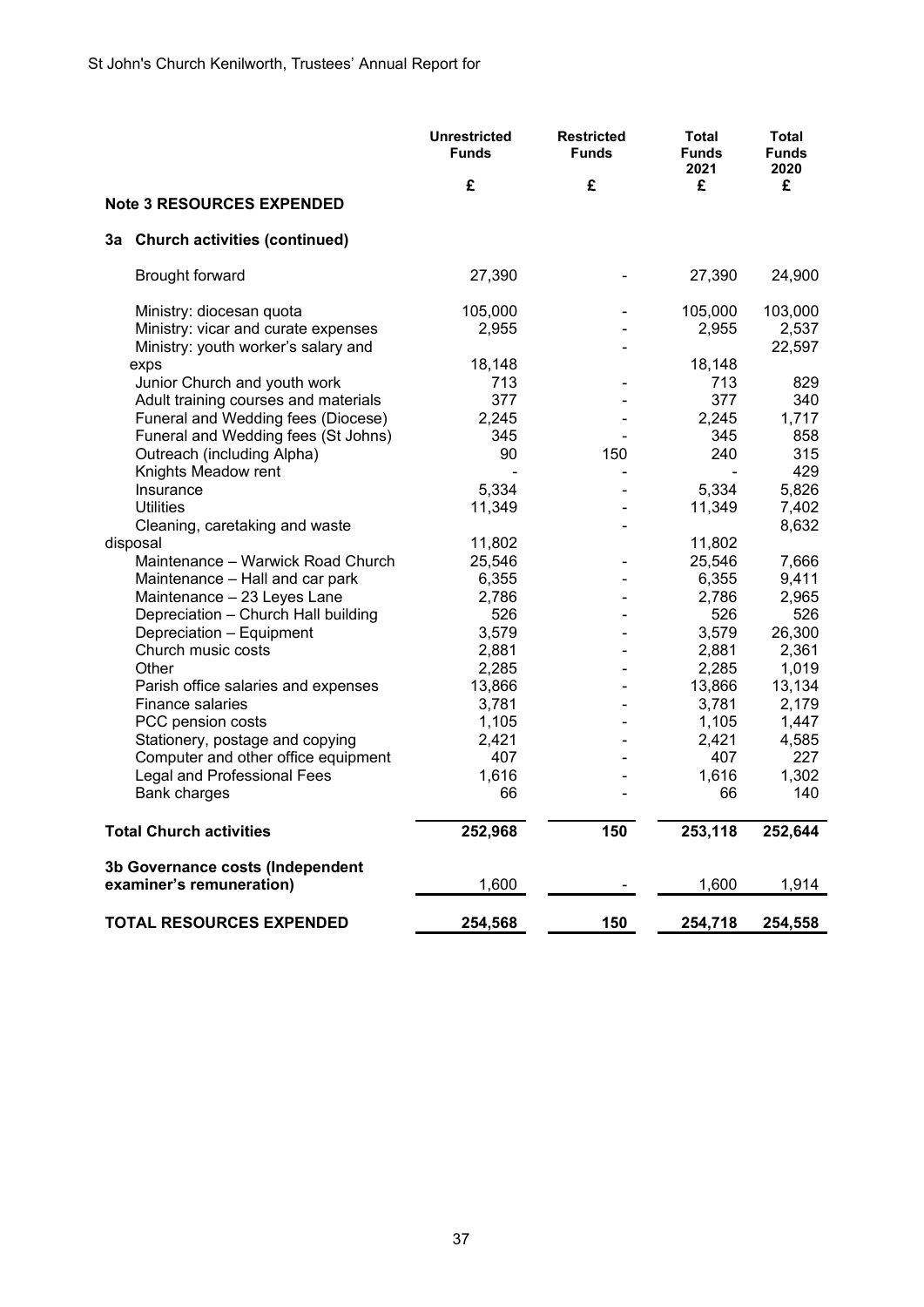St John's Church Kenilworth, Trustees' Annual Report for

| | Unrestricted Funds £ | Restricted Funds £ | Total Funds 2021 £ | Total Funds 2020 £ |
|---|---|---|---|---|
| **Note 3 RESOURCES EXPENDED** | | | | |
| **3a Church activities (continued)** | | | | |
| Brought forward | 27,390 | - | 27,390 | 24,900 |
| Ministry: diocesan quota | 105,000 | - | 105,000 | 103,000 |
| Ministry: vicar and curate expenses | 2,955 | - | 2,955 | 2,537 |
| Ministry: youth worker's salary and exps | 18,148 | - | 18,148 | 22,597 |
| Junior Church and youth work | 713 | - | 713 | 829 |
| Adult training courses and materials | 377 | - | 377 | 340 |
| Funeral and Wedding fees (Diocese) | 2,245 | - | 2,245 | 1,717 |
| Funeral and Wedding fees (St Johns) | 345 | - | 345 | 858 |
| Outreach (including Alpha) | 90 | 150 | 240 | 315 |
| Knights Meadow rent | - | - | - | 429 |
| Insurance | 5,334 | - | 5,334 | 5,826 |
| Utilities | 11,349 | - | 11,349 | 7,402 |
| Cleaning, caretaking and waste disposal | 11,802 | - | 11,802 | 8,632 |
| Maintenance – Warwick Road Church | 25,546 | - | 25,546 | 7,666 |
| Maintenance – Hall and car park | 6,355 | - | 6,355 | 9,411 |
| Maintenance – 23 Leyes Lane | 2,786 | - | 2,786 | 2,965 |
| Depreciation – Church Hall building | 526 | - | 526 | 526 |
| Depreciation – Equipment | 3,579 | - | 3,579 | 26,300 |
| Church music costs | 2,881 | - | 2,881 | 2,361 |
| Other | 2,285 | - | 2,285 | 1,019 |
| Parish office salaries and expenses | 13,866 | - | 13,866 | 13,134 |
| Finance salaries | 3,781 | - | 3,781 | 2,179 |
| PCC pension costs | 1,105 | - | 1,105 | 1,447 |
| Stationery, postage and copying | 2,421 | - | 2,421 | 4,585 |
| Computer and other office equipment | 407 | - | 407 | 227 |
| Legal and Professional Fees | 1,616 | - | 1,616 | 1,302 |
| Bank charges | 66 | - | 66 | 140 |
| **Total Church activities** | **252,968** | **150** | **253,118** | **252,644** |
| **3b Governance costs (Independent examiner's remuneration)** | 1,600 | - | 1,600 | 1,914 |
| **TOTAL RESOURCES EXPENDED** | **254,568** | **150** | **254,718** | **254,558** |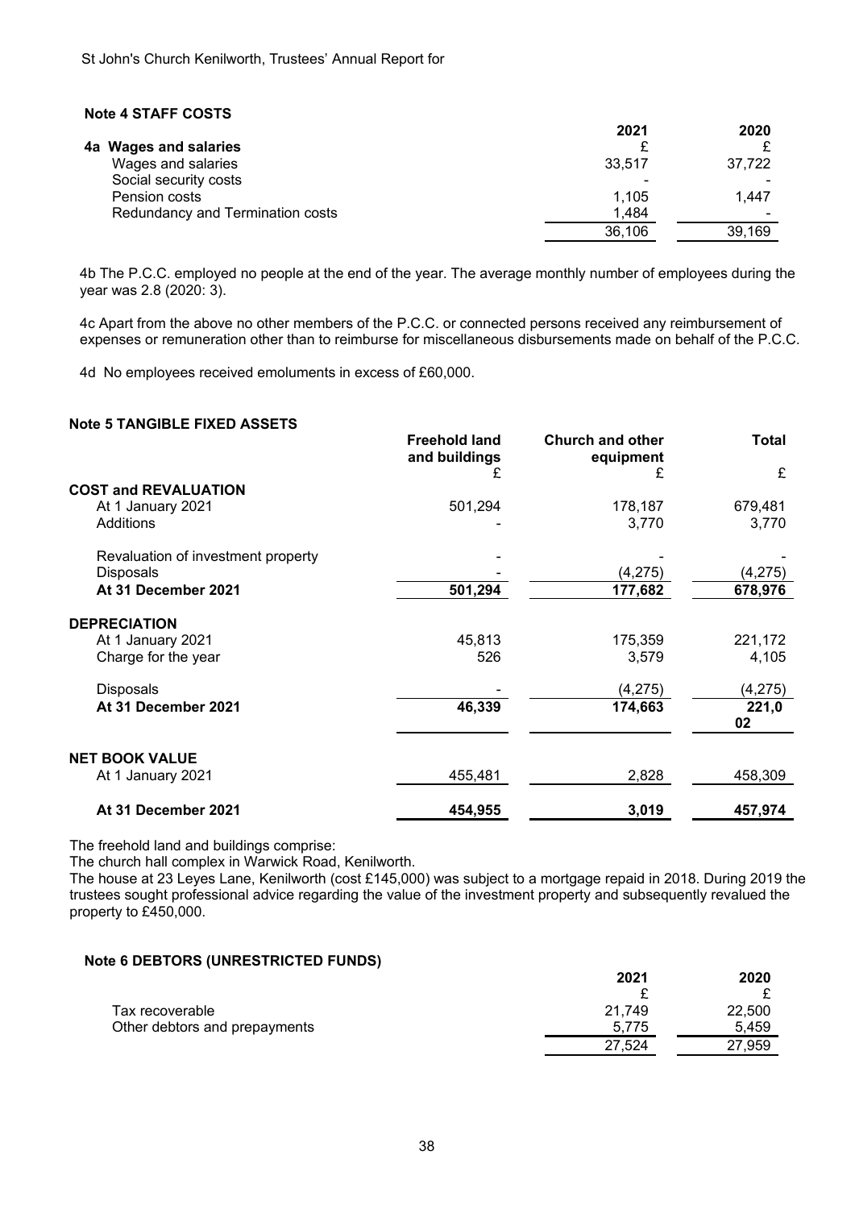## Note 4 STAFF COSTS

| 4a Wages and salaries | 2021 £ | 2020 £ |
|---|---|---|
| Wages and salaries | 33,517 | 37,722 |
| Social security costs | - | - |
| Pension costs | 1,105 | 1,447 |
| Redundancy and Termination costs | 1,484 | - |
| | 36,106 | 39,169 |

4b The P.C.C. employed no people at the end of the year. The average monthly number of employees during the year was 2.8 (2020: 3).

4c Apart from the above no other members of the P.C.C. or connected persons received any reimbursement of expenses or remuneration other than to reimburse for miscellaneous disbursements made on behalf of the P.C.C.

4d No employees received emoluments in excess of £60,000.

## Note 5 TANGIBLE FIXED ASSETS

| | Freehold land and buildings £ | Church and other equipment £ | Total £ |
|---|---|---|---|
| **COST and REVALUATION** | | | |
| At 1 January 2021 | 501,294 | 178,187 | 679,481 |
| Additions | - | 3,770 | 3,770 |
| Revaluation of investment property | - | - | - |
| Disposals | - | (4,275) | (4,275) |
| **At 31 December 2021** | **501,294** | **177,682** | **678,976** |
| **DEPRECIATION** | | | |
| At 1 January 2021 | 45,813 | 175,359 | 221,172 |
| Charge for the year | 526 | 3,579 | 4,105 |
| Disposals | - | (4,275) | (4,275) |
| **At 31 December 2021** | **46,339** | **174,663** | **221,002** |
| **NET BOOK VALUE** | | | |
| At 1 January 2021 | 455,481 | 2,828 | 458,309 |
| **At 31 December 2021** | **454,955** | **3,019** | **457,974** |

The freehold land and buildings comprise:
The church hall complex in Warwick Road, Kenilworth.
The house at 23 Leyes Lane, Kenilworth (cost £145,000) was subject to a mortgage repaid in 2018. During 2019 the trustees sought professional advice regarding the value of the investment property and subsequently revalued the property to £450,000.

## Note 6 DEBTORS (UNRESTRICTED FUNDS)

| | 2021 £ | 2020 £ |
|---|---|---|
| Tax recoverable | 21,749 | 22,500 |
| Other debtors and prepayments | 5,775 | 5,459 |
| | 27,524 | 27,959 |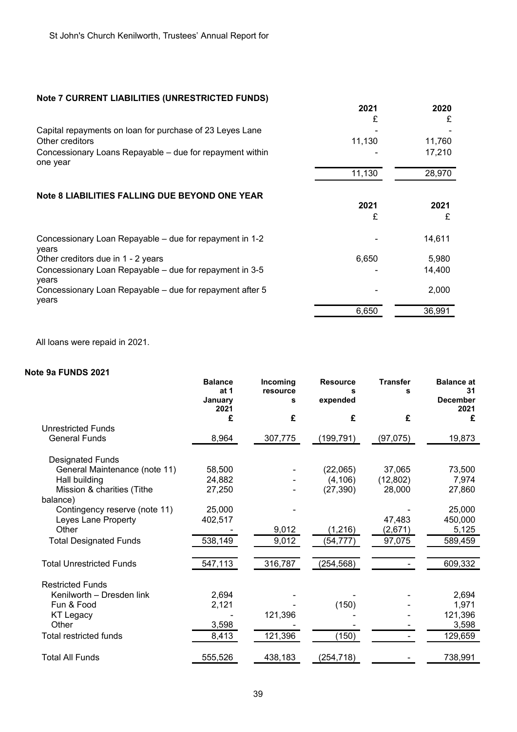St John's Church Kenilworth, Trustees' Annual Report for

### Note 7 CURRENT LIABILITIES (UNRESTRICTED FUNDS)

| | 2021 | 2020 |
|---|---|---|
| | £ | £ |
| Capital repayments on loan for purchase of 23 Leyes Lane | - | - |
| Other creditors | 11,130 | 11,760 |
| Concessionary Loans Repayable – due for repayment within one year | - | 17,210 |
| | 11,130 | 28,970 |

### Note 8 LIABILITIES FALLING DUE BEYOND ONE YEAR

| | 2021 | 2021 |
|---|---|---|
| | £ | £ |
| Concessionary Loan Repayable – due for repayment in 1-2 years | - | 14,611 |
| Other creditors due in 1 - 2 years | 6,650 | 5,980 |
| Concessionary Loan Repayable – due for repayment in 3-5 years | - | 14,400 |
| Concessionary Loan Repayable – due for repayment after 5 years | - | 2,000 |
| | 6,650 | 36,991 |

All loans were repaid in 2021.

### Note 9a FUNDS 2021

| | Balance at 1 January 2021 | Incoming resources | Resources expended | Transfers | Balance at 31 December 2021 |
|---|---|---|---|---|---|
| | £ | £ | £ | £ | £ |
| Unrestricted Funds | | | | | |
| General Funds | 8,964 | 307,775 | (199,791) | (97,075) | 19,873 |
| Designated Funds | | | | | |
| General Maintenance (note 11) | 58,500 | - | (22,065) | 37,065 | 73,500 |
| Hall building | 24,882 | - | (4,106) | (12,802) | 7,974 |
| Mission & charities (Tithe balance) | 27,250 | - | (27,390) | 28,000 | 27,860 |
| Contingency reserve (note 11) | 25,000 | - | | - | 25,000 |
| Leyes Lane Property | 402,517 | | | 47,483 | 450,000 |
| Other | - | 9,012 | (1,216) | (2,671) | 5,125 |
| Total Designated Funds | 538,149 | 9,012 | (54,777) | 97,075 | 589,459 |
| Total Unrestricted Funds | 547,113 | 316,787 | (254,568) | - | 609,332 |
| Restricted Funds | | | | | |
| Kenilworth – Dresden link | 2,694 | - | - | - | 2,694 |
| Fun & Food | 2,121 | - | (150) | - | 1,971 |
| KT Legacy | - | 121,396 | - | - | 121,396 |
| Other | 3,598 | - | - | - | 3,598 |
| Total restricted funds | 8,413 | 121,396 | (150) | - | 129,659 |
| Total All Funds | 555,526 | 438,183 | (254,718) | - | 738,991 |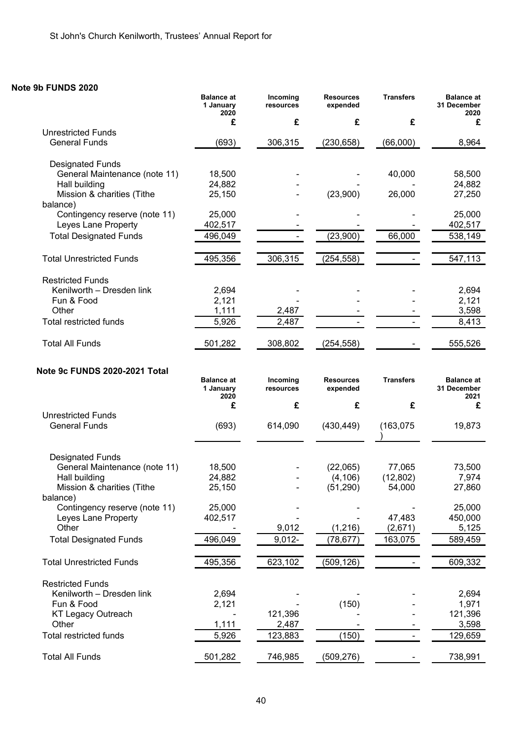St John's Church Kenilworth, Trustees' Annual Report for

## Note 9b FUNDS 2020

| | Balance at 1 January 2020 | Incoming resources | Resources expended | Transfers | Balance at 31 December 2020 |
|---|---|---|---|---|---|
| | £ | £ | £ | £ | £ |
| **Unrestricted Funds** | | | | | |
| General Funds | (693) | 306,315 | (230,658) | (66,000) | 8,964 |
| **Designated Funds** | | | | | |
| General Maintenance (note 11) | 18,500 | - | - | 40,000 | 58,500 |
| Hall building | 24,882 | - | - | - | 24,882 |
| Mission & charities (Tithe balance) | 25,150 | - | (23,900) | 26,000 | 27,250 |
| Contingency reserve (note 11) | 25,000 | - | - | - | 25,000 |
| Leyes Lane Property | 402,517 | - | - | - | 402,517 |
| Total Designated Funds | 496,049 | - | (23,900) | 66,000 | 538,149 |
| Total Unrestricted Funds | 495,356 | 306,315 | (254,558) | - | 547,113 |
| **Restricted Funds** | | | | | |
| Kenilworth – Dresden link | 2,694 | - | - | - | 2,694 |
| Fun & Food | 2,121 | - | - | - | 2,121 |
| Other | 1,111 | 2,487 | - | - | 3,598 |
| Total restricted funds | 5,926 | 2,487 | - | - | 8,413 |
| Total All Funds | 501,282 | 308,802 | (254,558) | - | 555,526 |

## Note 9c FUNDS 2020-2021 Total

| | Balance at 1 January 2020 | Incoming resources | Resources expended | Transfers | Balance at 31 December 2021 |
|---|---|---|---|---|---|
| | £ | £ | £ | £ | £ |
| **Unrestricted Funds** | | | | | |
| General Funds | (693) | 614,090 | (430,449) | (163,075) | 19,873 |
| **Designated Funds** | | | | | |
| General Maintenance (note 11) | 18,500 | - | (22,065) | 77,065 | 73,500 |
| Hall building | 24,882 | - | (4,106) | (12,802) | 7,974 |
| Mission & charities (Tithe balance) | 25,150 | - | (51,290) | 54,000 | 27,860 |
| Contingency reserve (note 11) | 25,000 | - | - | - | 25,000 |
| Leyes Lane Property | 402,517 | - | - | 47,483 | 450,000 |
| Other | - | 9,012 | (1,216) | (2,671) | 5,125 |
| Total Designated Funds | 496,049 | 9,012- | (78,677) | 163,075 | 589,459 |
| Total Unrestricted Funds | 495,356 | 623,102 | (509,126) | - | 609,332 |
| **Restricted Funds** | | | | | |
| Kenilworth – Dresden link | 2,694 | - | - | - | 2,694 |
| Fun & Food | 2,121 | - | (150) | - | 1,971 |
| KT Legacy Outreach | - | 121,396 | - | - | 121,396 |
| Other | 1,111 | 2,487 | - | - | 3,598 |
| Total restricted funds | 5,926 | 123,883 | (150) | - | 129,659 |
| Total All Funds | 501,282 | 746,985 | (509,276) | - | 738,991 |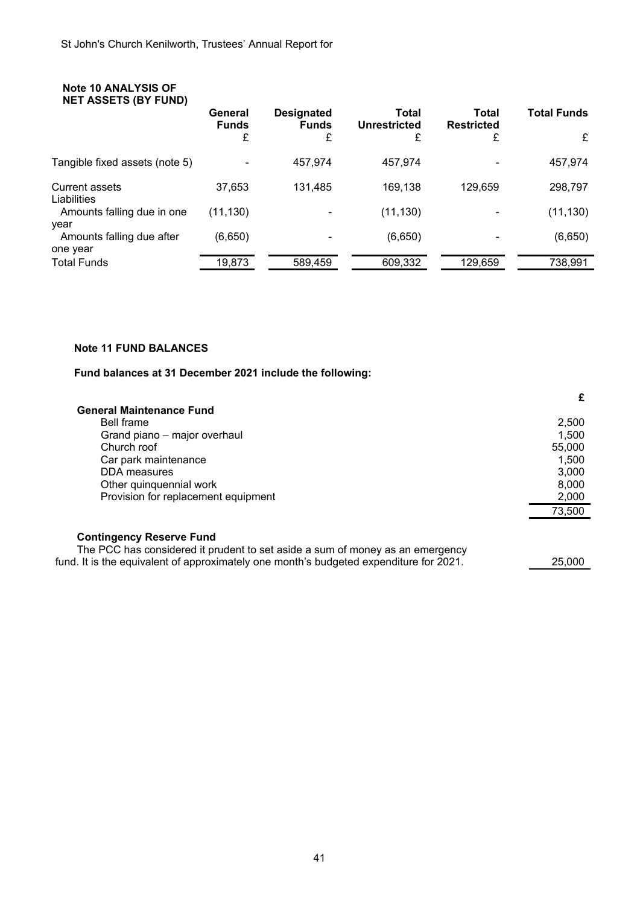St John's Church Kenilworth, Trustees' Annual Report for

**Note 10 ANALYSIS OF NET ASSETS (BY FUND)**

| | General Funds £ | Designated Funds £ | Total Unrestricted £ | Total Restricted £ | Total Funds £ |
|---|---|---|---|---|---|
| Tangible fixed assets (note 5) | - | 457,974 | 457,974 | - | 457,974 |
| Current assets | 37,653 | 131,485 | 169,138 | 129,659 | 298,797 |
| Liabilities | | | | | |
| Amounts falling due in one year | (11,130) | - | (11,130) | - | (11,130) |
| Amounts falling due after one year | (6,650) | - | (6,650) | - | (6,650) |
| Total Funds | 19,873 | 589,459 | 609,332 | 129,659 | 738,991 |

**Note 11 FUND BALANCES**

**Fund balances at 31 December 2021 include the following:**

| | £ |
|---|---|
| **General Maintenance Fund** | |
| Bell frame | 2,500 |
| Grand piano – major overhaul | 1,500 |
| Church roof | 55,000 |
| Car park maintenance | 1,500 |
| DDA measures | 3,000 |
| Other quinquennial work | 8,000 |
| Provision for replacement equipment | 2,000 |
| | 73,500 |
| **Contingency Reserve Fund** | |
| The PCC has considered it prudent to set aside a sum of money as an emergency fund. It is the equivalent of approximately one month's budgeted expenditure for 2021. | 25,000 |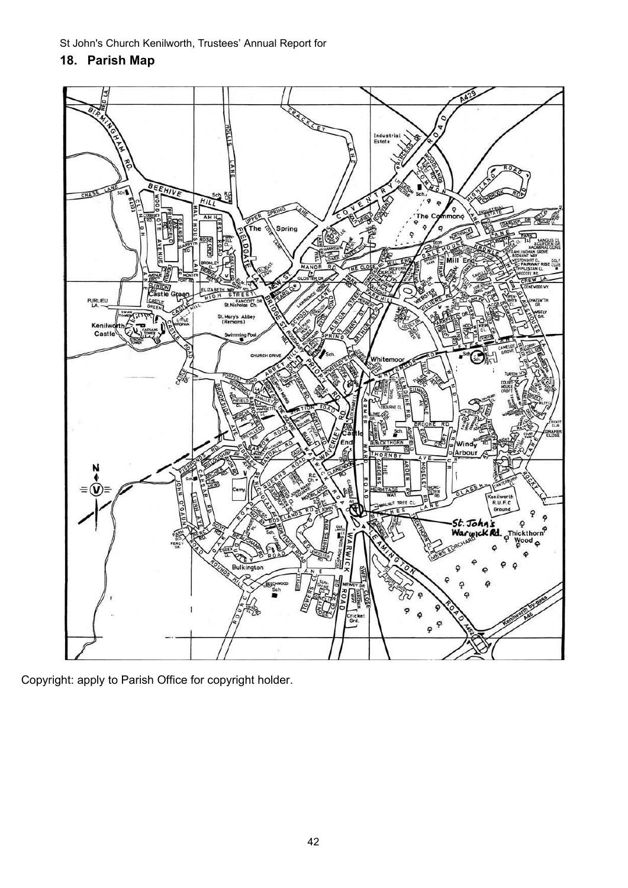## 18. Parish Map

Copyright: apply to Parish Office for copyright holder.